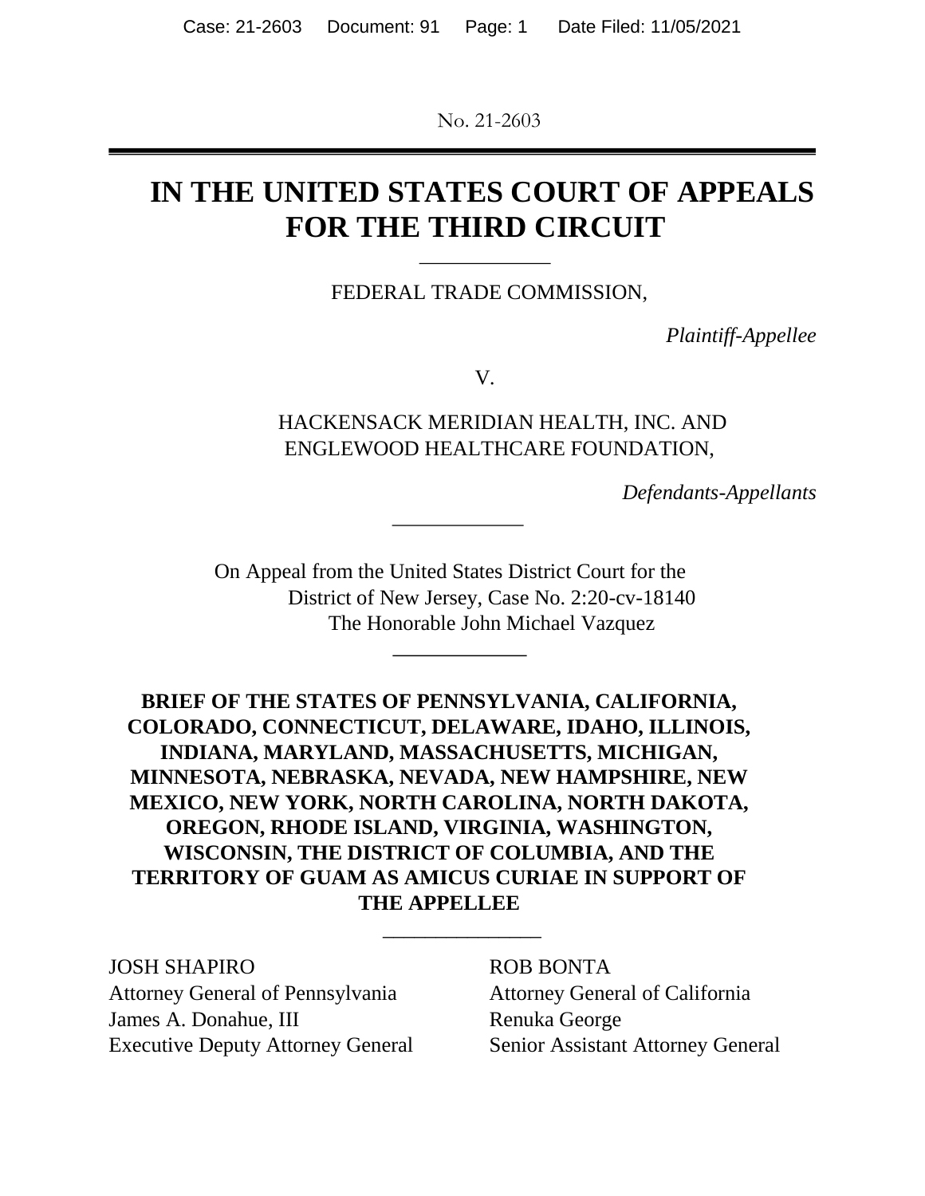No. 21-2603

# IN THE UNITED STATES COURT OF APPEALS FOR THE THIRD CIRCUIT

FEDERAL TRADE COMMISSION,

*Plaintiff-Appellee*

V.

HACKENSACK MERIDIAN HEALTH, INC. AND ENGLEWOOD HEALTHCARE FOUNDATION,

*Defendants-Appellants*

On Appeal from the United States District Court for the District of New Jersey, Case No. 2:20-cv-18140
The Honorable John Michael Vazquez

**BRIEF OF THE STATES OF PENNSYLVANIA, CALIFORNIA, COLORADO, CONNECTICUT, DELAWARE, IDAHO, ILLINOIS, INDIANA, MARYLAND, MASSACHUSETTS, MICHIGAN, MINNESOTA, NEBRASKA, NEVADA, NEW HAMPSHIRE, NEW MEXICO, NEW YORK, NORTH CAROLINA, NORTH DAKOTA, OREGON, RHODE ISLAND, VIRGINIA, WASHINGTON, WISCONSIN, THE DISTRICT OF COLUMBIA, AND THE TERRITORY OF GUAM AS AMICUS CURIAE IN SUPPORT OF THE APPELLEE**

JOSH SHAPIRO
Attorney General of Pennsylvania
James A. Donahue, III
Executive Deputy Attorney General

ROB BONTA
Attorney General of California
Renuka George
Senior Assistant Attorney General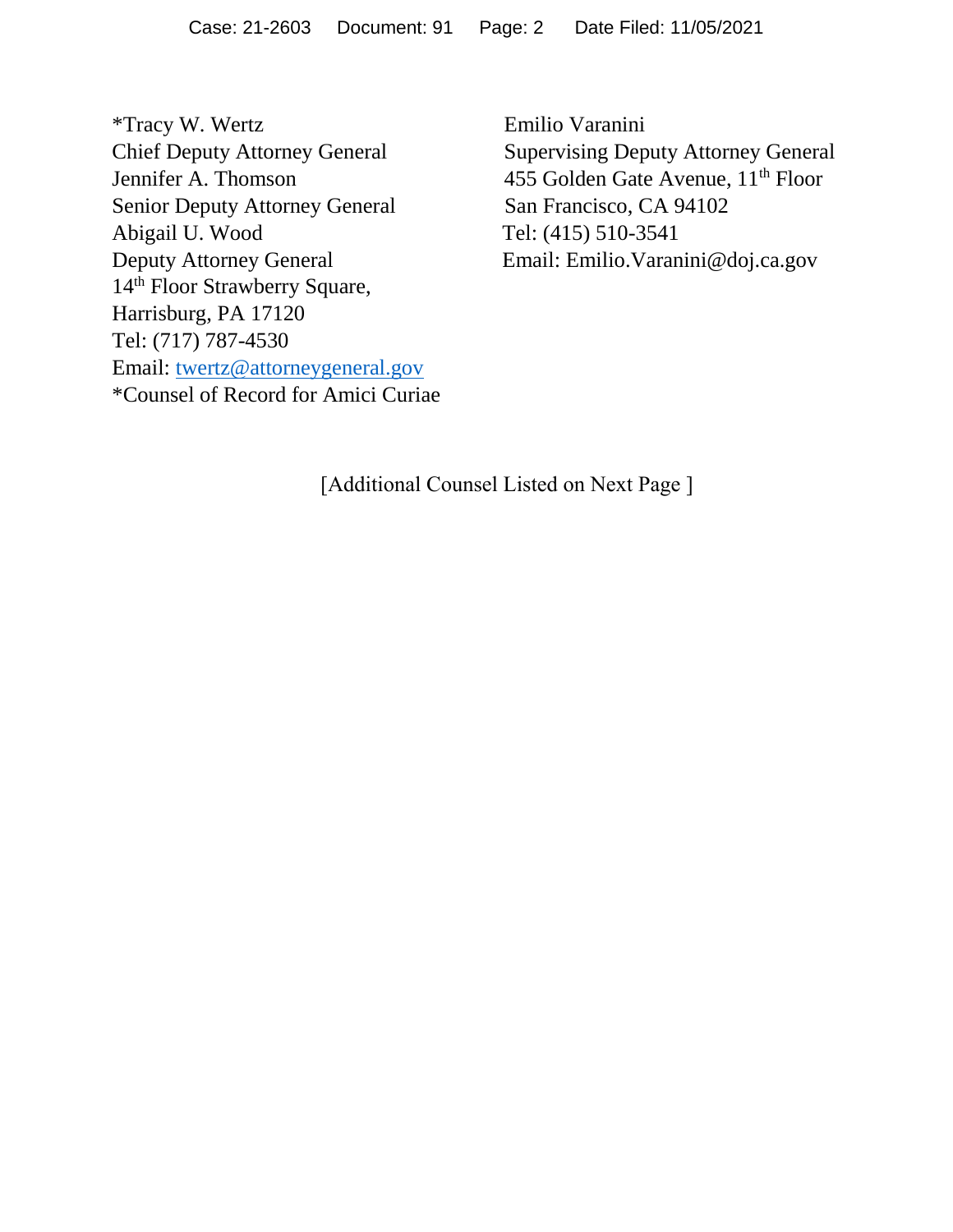*Tracy W. Wertz
Chief Deputy Attorney General
Jennifer A. Thomson
Senior Deputy Attorney General
Abigail U. Wood
Deputy Attorney General
14th Floor Strawberry Square,
Harrisburg, PA 17120
Tel: (717) 787-4530
Email: twertz@attorneygeneral.gov
*Counsel of Record for Amici Curiae

Emilio Varanini
Supervising Deputy Attorney General
455 Golden Gate Avenue, 11th Floor
San Francisco, CA 94102
Tel: (415) 510-3541
Email: Emilio.Varanini@doj.ca.gov

[Additional Counsel Listed on Next Page ]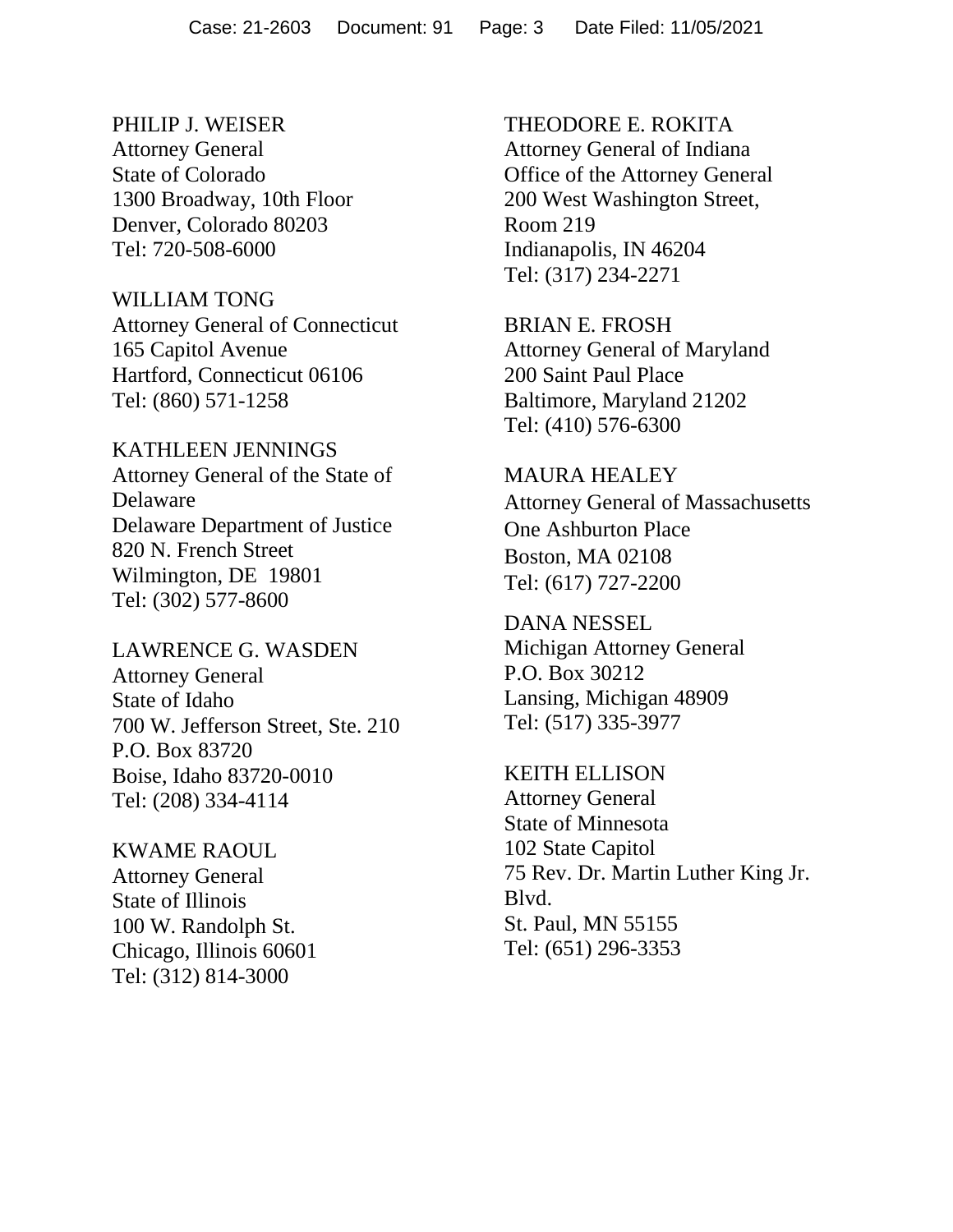PHILIP J. WEISER
Attorney General
State of Colorado
1300 Broadway, 10th Floor
Denver, Colorado 80203
Tel: 720-508-6000

WILLIAM TONG
Attorney General of Connecticut
165 Capitol Avenue
Hartford, Connecticut 06106
Tel: (860) 571-1258

KATHLEEN JENNINGS
Attorney General of the State of Delaware
Delaware Department of Justice
820 N. French Street
Wilmington, DE 19801
Tel: (302) 577-8600

LAWRENCE G. WASDEN
Attorney General
State of Idaho
700 W. Jefferson Street, Ste. 210
P.O. Box 83720
Boise, Idaho 83720-0010
Tel: (208) 334-4114

KWAME RAOUL
Attorney General
State of Illinois
100 W. Randolph St.
Chicago, Illinois 60601
Tel: (312) 814-3000

THEODORE E. ROKITA
Attorney General of Indiana
Office of the Attorney General
200 West Washington Street,
Room 219
Indianapolis, IN 46204
Tel: (317) 234-2271

BRIAN E. FROSH
Attorney General of Maryland
200 Saint Paul Place
Baltimore, Maryland 21202
Tel: (410) 576-6300

MAURA HEALEY
Attorney General of Massachusetts
One Ashburton Place
Boston, MA 02108
Tel: (617) 727-2200

DANA NESSEL
Michigan Attorney General
P.O. Box 30212
Lansing, Michigan 48909
Tel: (517) 335-3977

KEITH ELLISON
Attorney General
State of Minnesota
102 State Capitol
75 Rev. Dr. Martin Luther King Jr. Blvd.
St. Paul, MN 55155
Tel: (651) 296-3353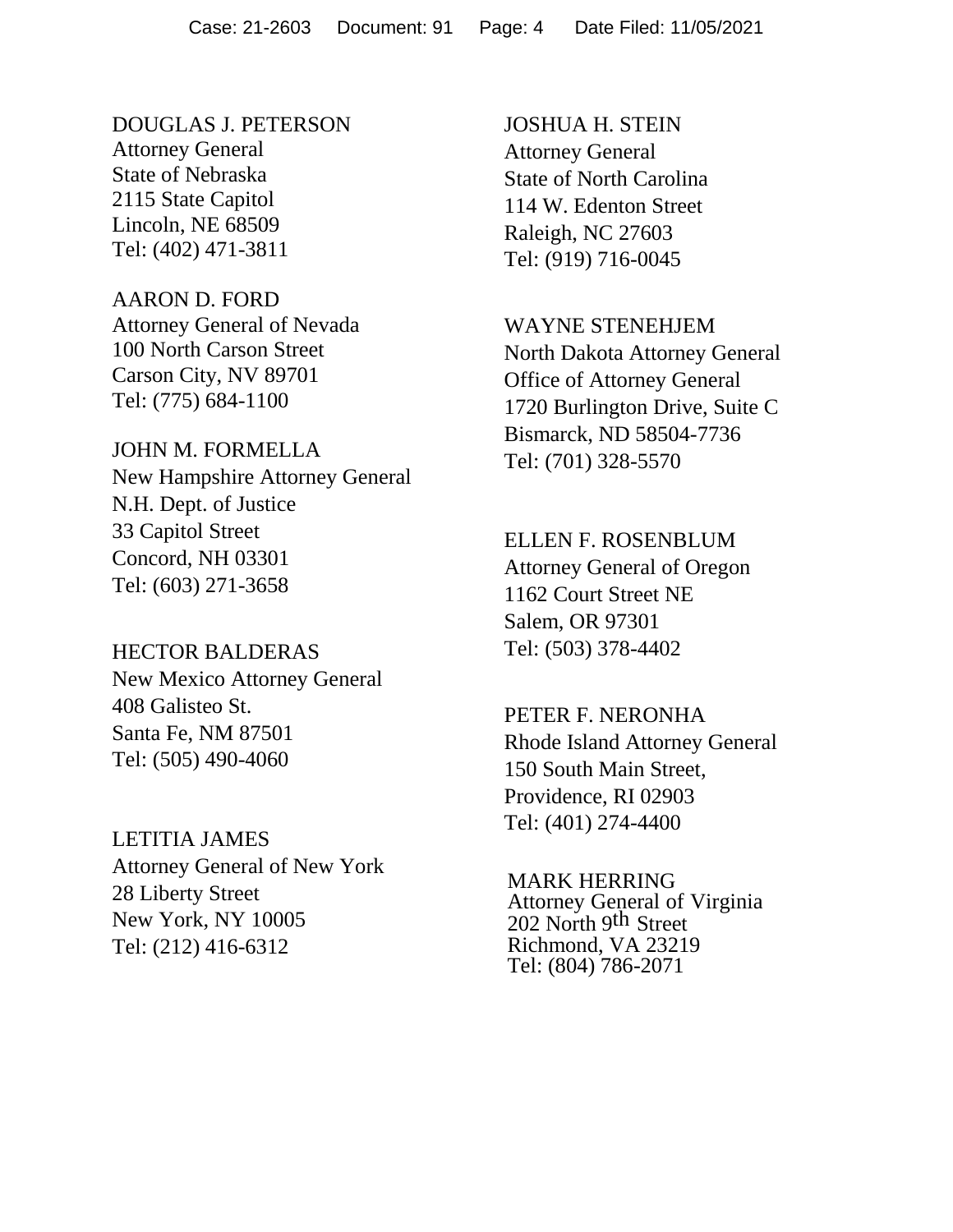DOUGLAS J. PETERSON
Attorney General
State of Nebraska
2115 State Capitol
Lincoln, NE 68509
Tel: (402) 471-3811

AARON D. FORD
Attorney General of Nevada
100 North Carson Street
Carson City, NV 89701
Tel: (775) 684-1100

JOHN M. FORMELLA
New Hampshire Attorney General
N.H. Dept. of Justice
33 Capitol Street
Concord, NH 03301
Tel: (603) 271-3658

HECTOR BALDERAS
New Mexico Attorney General
408 Galisteo St.
Santa Fe, NM 87501
Tel: (505) 490-4060

LETITIA JAMES
Attorney General of New York
28 Liberty Street
New York, NY 10005
Tel: (212) 416-6312

JOSHUA H. STEIN
Attorney General
State of North Carolina
114 W. Edenton Street
Raleigh, NC 27603
Tel: (919) 716-0045

WAYNE STENEHJEM
North Dakota Attorney General
Office of Attorney General
1720 Burlington Drive, Suite C
Bismarck, ND 58504-7736
Tel: (701) 328-5570

ELLEN F. ROSENBLUM
Attorney General of Oregon
1162 Court Street NE
Salem, OR 97301
Tel: (503) 378-4402

PETER F. NERONHA
Rhode Island Attorney General
150 South Main Street,
Providence, RI 02903
Tel: (401) 274-4400

MARK HERRING
Attorney General of Virginia
202 North 9th Street
Richmond, VA 23219
Tel: (804) 786-2071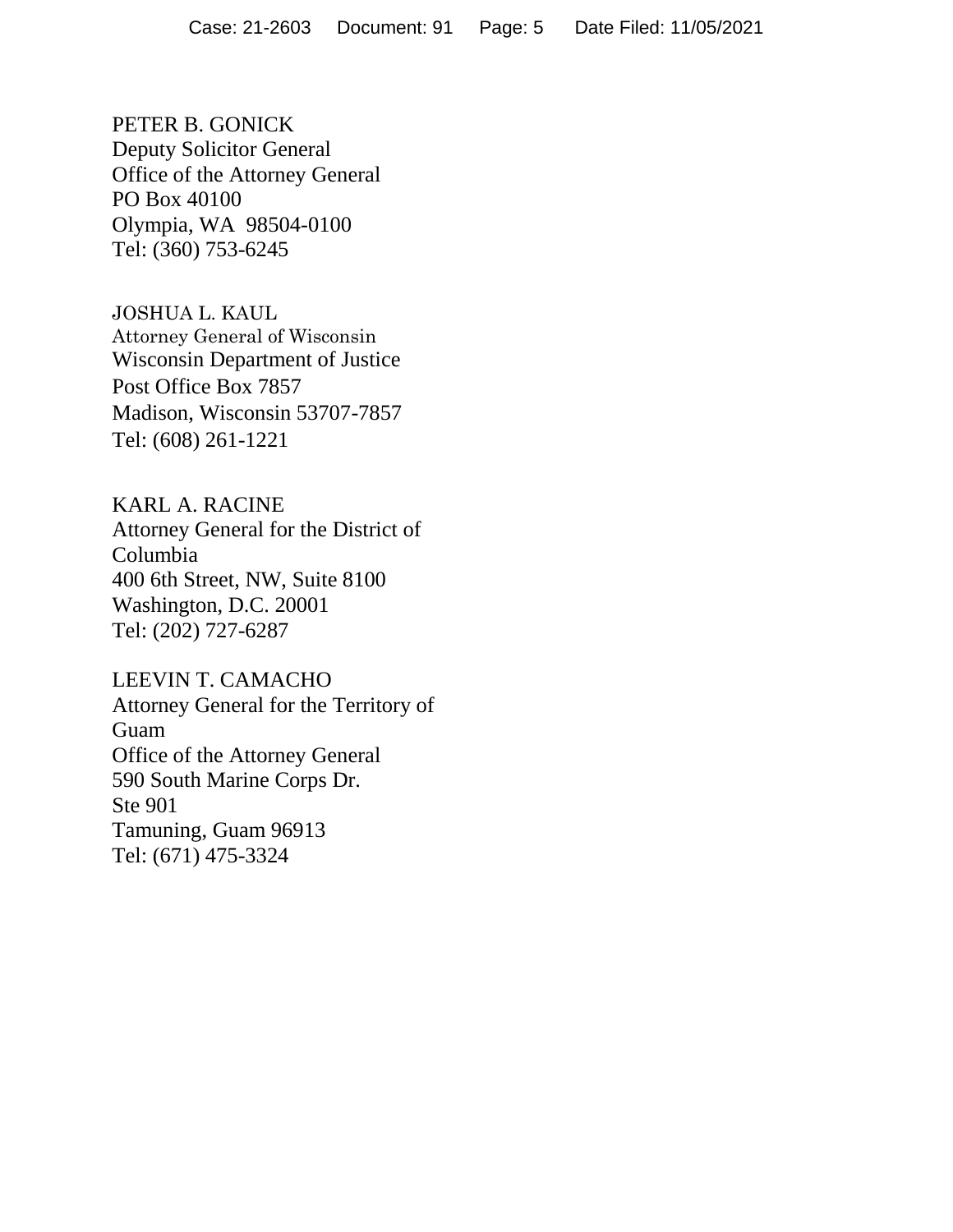PETER B. GONICK  
Deputy Solicitor General  
Office of the Attorney General  
PO Box 40100  
Olympia, WA 98504-0100  
Tel: (360) 753-6245

JOSHUA L. KAUL  
Attorney General of Wisconsin  
Wisconsin Department of Justice  
Post Office Box 7857  
Madison, Wisconsin 53707-7857  
Tel: (608) 261-1221

KARL A. RACINE  
Attorney General for the District of Columbia  
400 6th Street, NW, Suite 8100  
Washington, D.C. 20001  
Tel: (202) 727-6287

LEEVIN T. CAMACHO  
Attorney General for the Territory of Guam  
Office of the Attorney General  
590 South Marine Corps Dr.  
Ste 901  
Tamuning, Guam 96913  
Tel: (671) 475-3324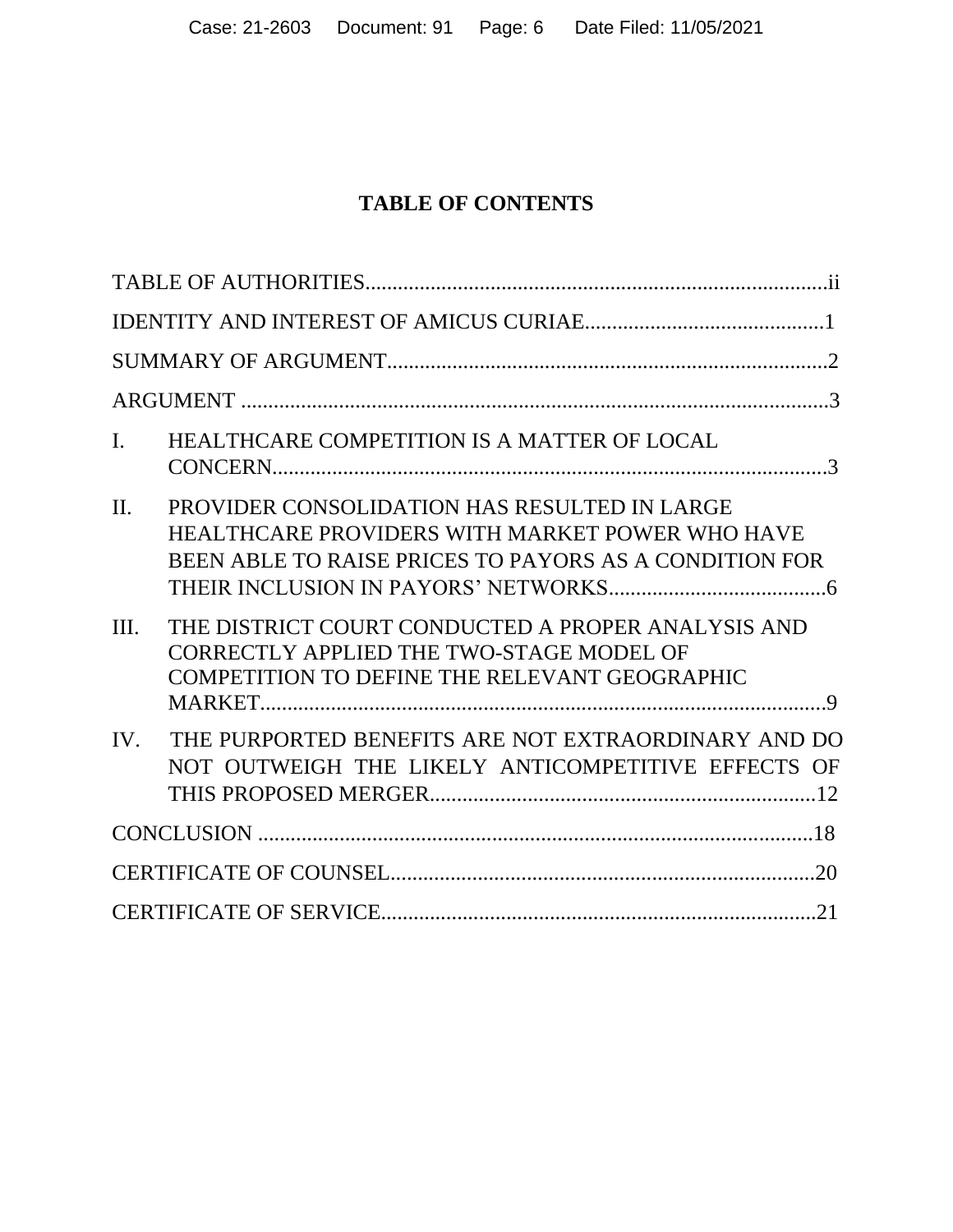# TABLE OF CONTENTS

TABLE OF AUTHORITIES....................................................................................ii

IDENTITY AND INTEREST OF AMICUS CURIAE............................................1

SUMMARY OF ARGUMENT................................................................................2

ARGUMENT ..........................................................................................................3

I. HEALTHCARE COMPETITION IS A MATTER OF LOCAL CONCERN......................................................................................................3

II. PROVIDER CONSOLIDATION HAS RESULTED IN LARGE HEALTHCARE PROVIDERS WITH MARKET POWER WHO HAVE BEEN ABLE TO RAISE PRICES TO PAYORS AS A CONDITION FOR THEIR INCLUSION IN PAYORS' NETWORKS........................................6

III. THE DISTRICT COURT CONDUCTED A PROPER ANALYSIS AND CORRECTLY APPLIED THE TWO-STAGE MODEL OF COMPETITION TO DEFINE THE RELEVANT GEOGRAPHIC MARKET........................................................................................................9

IV. THE PURPORTED BENEFITS ARE NOT EXTRAORDINARY AND DO NOT OUTWEIGH THE LIKELY ANTICOMPETITIVE EFFECTS OF THIS PROPOSED MERGER......................................................................12

CONCLUSION .......................................................................................................18

CERTIFICATE OF COUNSEL.............................................................................20

CERTIFICATE OF SERVICE................................................................................21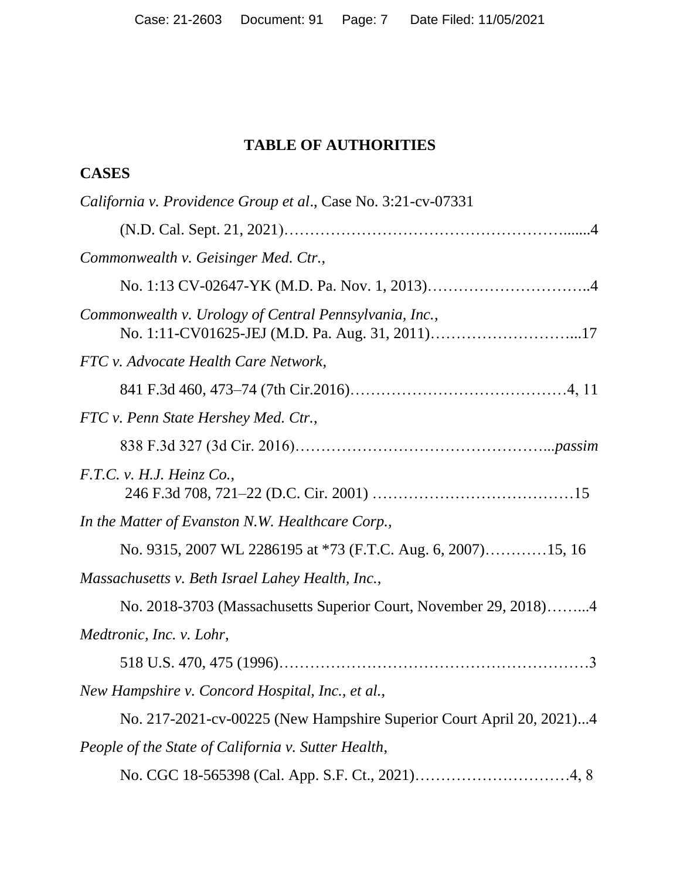## TABLE OF AUTHORITIES

### CASES

*California v. Providence Group et al*., Case No. 3:21-cv-07331

(N.D. Cal. Sept. 21, 2021)……………………………………………......4

*Commonwealth v. Geisinger Med. Ctr.*,

No. 1:13 CV-02647-YK (M.D. Pa. Nov. 1, 2013)…………………………..4

*Commonwealth v. Urology of Central Pennsylvania, Inc.*,
No. 1:11-CV01625-JEJ (M.D. Pa. Aug. 31, 2011)………………………...17

*FTC v. Advocate Health Care Network*,

841 F.3d 460, 473–74 (7th Cir.2016)……………………………………4, 11

*FTC v. Penn State Hershey Med. Ctr.*,

838 F.3d 327 (3d Cir. 2016)…………………………………………..*passim*

*F.T.C. v. H.J. Heinz Co.*,
246 F.3d 708, 721–22 (D.C. Cir. 2001) …………………………………15

*In the Matter of Evanston N.W. Healthcare Corp.,*

No. 9315, 2007 WL 2286195 at *73 (F.T.C. Aug. 6, 2007)…………15, 16

*Massachusetts v. Beth Israel Lahey Health, Inc.*,

No. 2018-3703 (Massachusetts Superior Court, November 29, 2018)……...4

*Medtronic, Inc. v. Lohr*,

518 U.S. 470, 475 (1996)………………………………………………….3

*New Hampshire v. Concord Hospital, Inc., et al.*,

No. 217-2021-cv-00225 (New Hampshire Superior Court April 20, 2021)...4

*People of the State of California v. Sutter Health*,

No. CGC 18-565398 (Cal. App. S.F. Ct., 2021)…………………………4, 8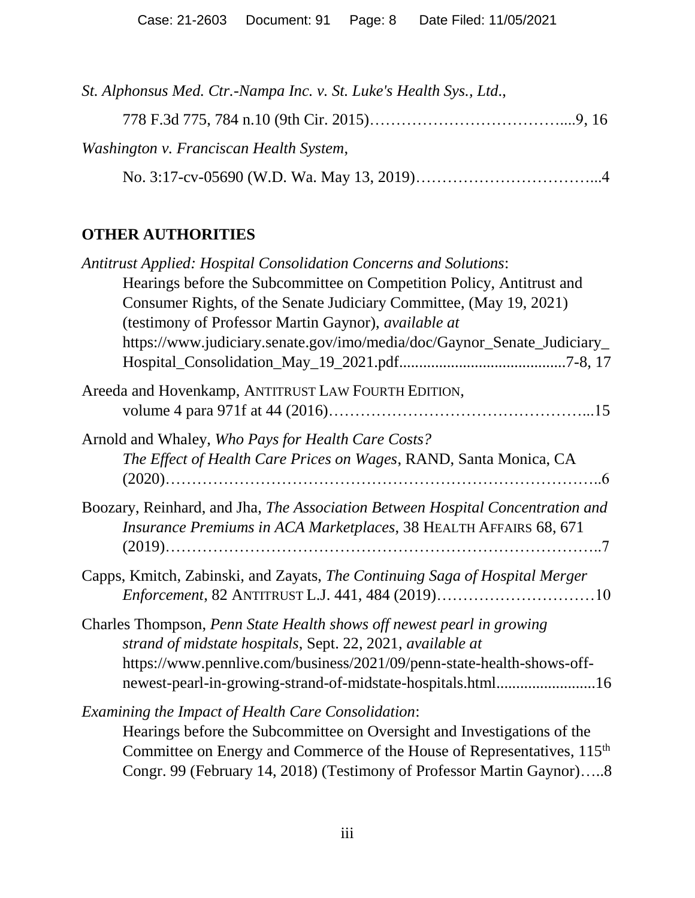*St. Alphonsus Med. Ctr.-Nampa Inc. v. St. Luke's Health Sys., Ltd.*,

778 F.3d 775, 784 n.10 (9th Cir. 2015)…………………………………....9, 16

*Washington v. Franciscan Health System*,

No. 3:17-cv-05690 (W.D. Wa. May 13, 2019)……………………………...4

## OTHER AUTHORITIES

*Antitrust Applied: Hospital Consolidation Concerns and Solutions*: Hearings before the Subcommittee on Competition Policy, Antitrust and Consumer Rights, of the Senate Judiciary Committee, (May 19, 2021) (testimony of Professor Martin Gaynor), *available at* https://www.judiciary.senate.gov/imo/media/doc/Gaynor_Senate_Judiciary_Hospital_Consolidation_May_19_2021.pdf..........................................7-8, 17

Areeda and Hovenkamp, ANTITRUST LAW FOURTH EDITION, volume 4 para 971f at 44 (2016)…………………………………………...15

Arnold and Whaley, *Who Pays for Health Care Costs? The Effect of Health Care Prices on Wages*, RAND, Santa Monica, CA (2020)……………………………………………………………………..6

Boozary, Reinhard, and Jha, *The Association Between Hospital Concentration and Insurance Premiums in ACA Marketplaces*, 38 HEALTH AFFAIRS 68, 671 (2019)……………………………………………………………………..7

Capps, Kmitch, Zabinski, and Zayats, *The Continuing Saga of Hospital Merger Enforcement*, 82 ANTITRUST L.J. 441, 484 (2019)…………………………10

Charles Thompson, *Penn State Health shows off newest pearl in growing strand of midstate hospitals*, Sept. 22, 2021, *available at* https://www.pennlive.com/business/2021/09/penn-state-health-shows-off-newest-pearl-in-growing-strand-of-midstate-hospitals.html.........................16

*Examining the Impact of Health Care Consolidation*: Hearings before the Subcommittee on Oversight and Investigations of the Committee on Energy and Commerce of the House of Representatives, 115th Congr. 99 (February 14, 2018) (Testimony of Professor Martin Gaynor)…..8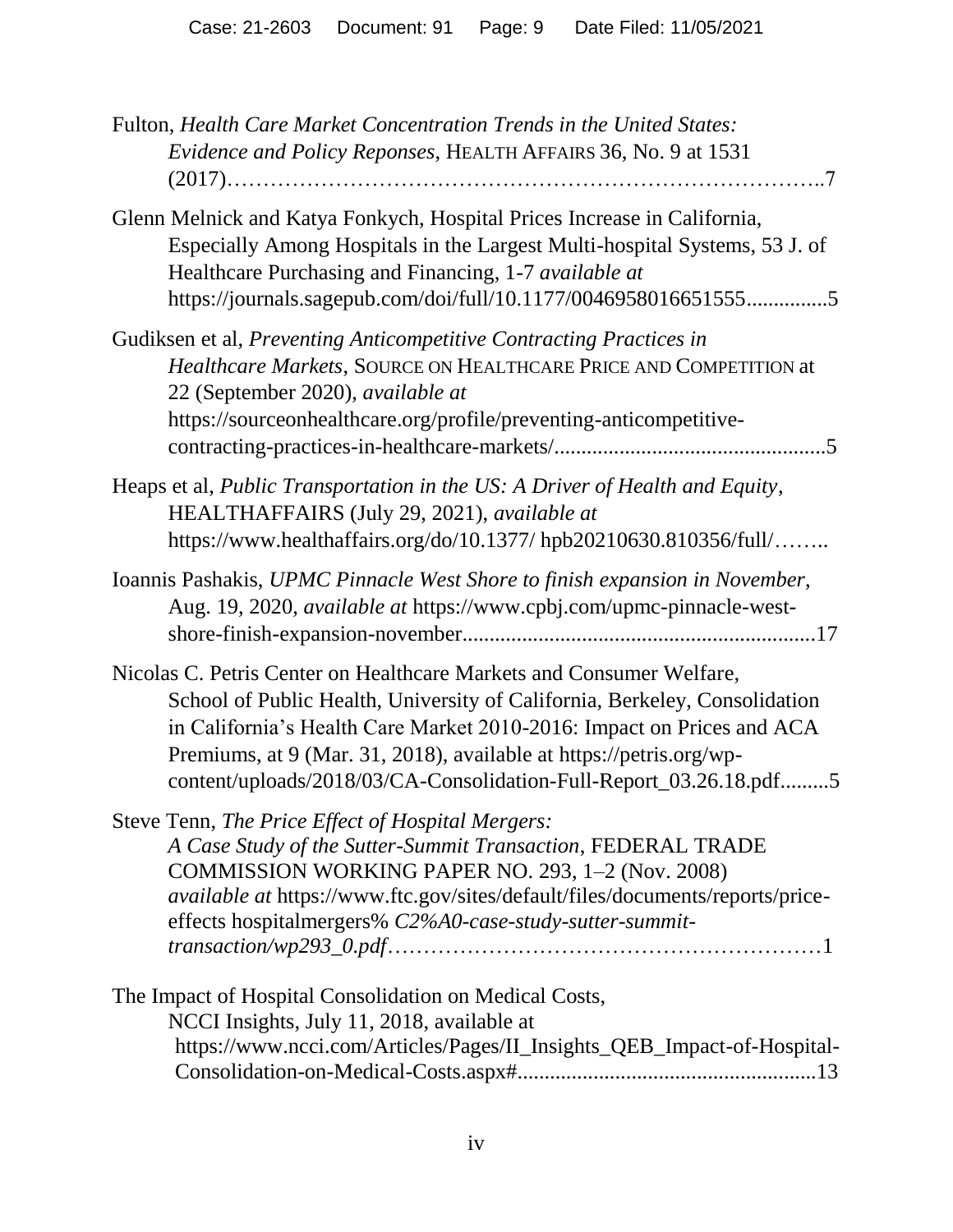Fulton, *Health Care Market Concentration Trends in the United States: Evidence and Policy Reponses*, HEALTH AFFAIRS 36, No. 9 at 1531 (2017)…………………………………………………………………..7

Glenn Melnick and Katya Fonkych, Hospital Prices Increase in California, Especially Among Hospitals in the Largest Multi-hospital Systems, 53 J. of Healthcare Purchasing and Financing, 1-7 *available at* https://journals.sagepub.com/doi/full/10.1177/0046958016651555..............5

Gudiksen et al, *Preventing Anticompetitive Contracting Practices in Healthcare Markets*, SOURCE ON HEALTHCARE PRICE AND COMPETITION at 22 (September 2020), *available at* https://sourceonhealthcare.org/profile/preventing-anticompetitive-contracting-practices-in-healthcare-markets/.................................................5

Heaps et al, *Public Transportation in the US: A Driver of Health and Equity*, HEALTHAFFAIRS (July 29, 2021), *available at* https://www.healthaffairs.org/do/10.1377/ hpb20210630.810356/full/……..

Ioannis Pashakis, *UPMC Pinnacle West Shore to finish expansion in November*, Aug. 19, 2020, *available at* https://www.cpbj.com/upmc-pinnacle-west-shore-finish-expansion-november...............................................................17

Nicolas C. Petris Center on Healthcare Markets and Consumer Welfare, School of Public Health, University of California, Berkeley, Consolidation in California's Health Care Market 2010-2016: Impact on Prices and ACA Premiums, at 9 (Mar. 31, 2018), available at https://petris.org/wp-content/uploads/2018/03/CA-Consolidation-Full-Report_03.26.18.pdf.........5

Steve Tenn, *The Price Effect of Hospital Mergers: A Case Study of the Sutter-Summit Transaction*, FEDERAL TRADE COMMISSION WORKING PAPER NO. 293, 1–2 (Nov. 2008) *available at* https://www.ftc.gov/sites/default/files/documents/reports/price-effects hospitalmergers% *C2%A0-case-study-sutter-summit-transaction/wp293_0.pdf*…………………………………………………1

The Impact of Hospital Consolidation on Medical Costs, NCCI Insights, July 11, 2018, available at https://www.ncci.com/Articles/Pages/II_Insights_QEB_Impact-of-Hospital-Consolidation-on-Medical-Costs.aspx#.....................................................13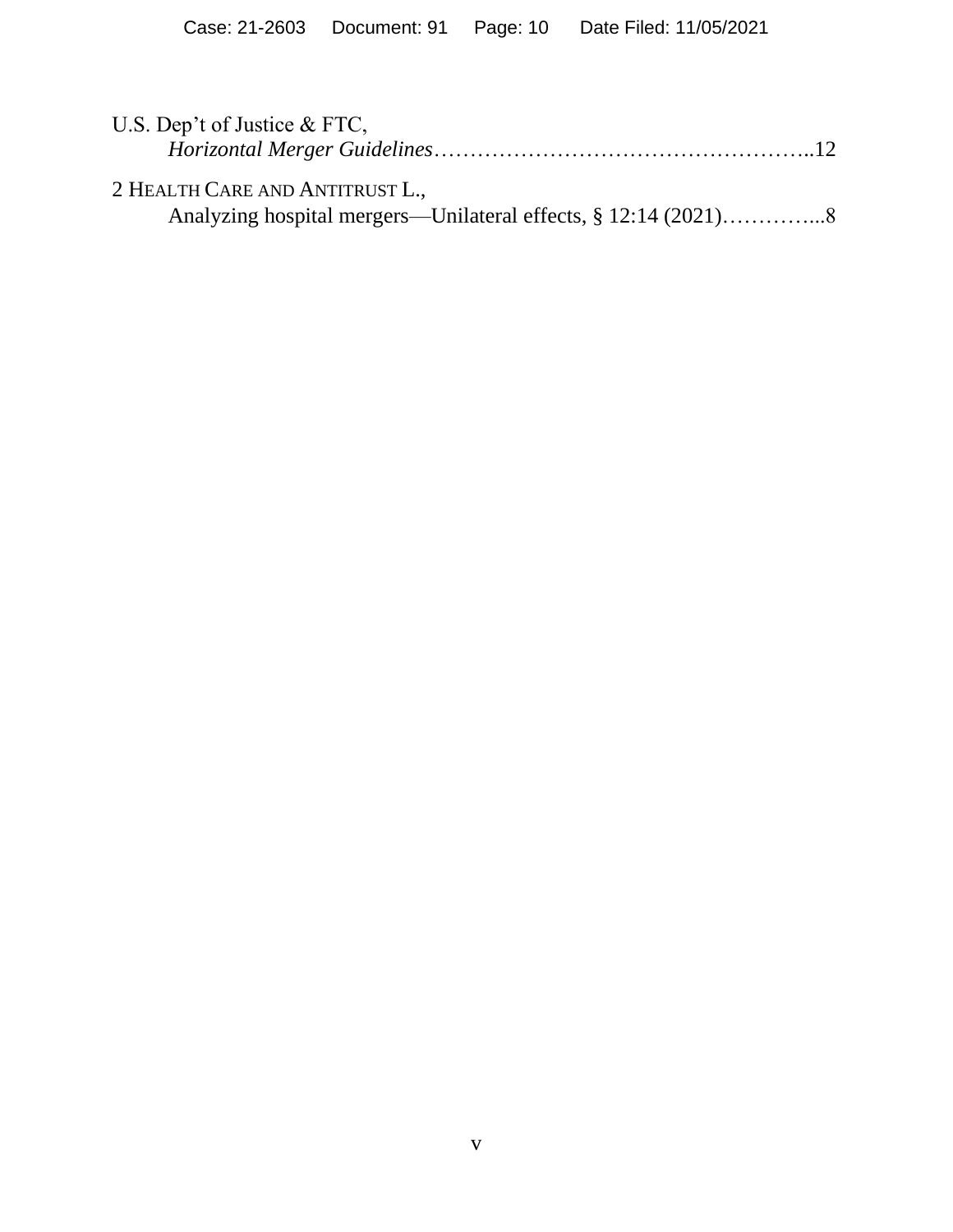U.S. Dep't of Justice & FTC,
*Horizontal Merger Guidelines*……………………………………………..12

2 HEALTH CARE AND ANTITRUST L.,
Analyzing hospital mergers—Unilateral effects, § 12:14 (2021)…………...8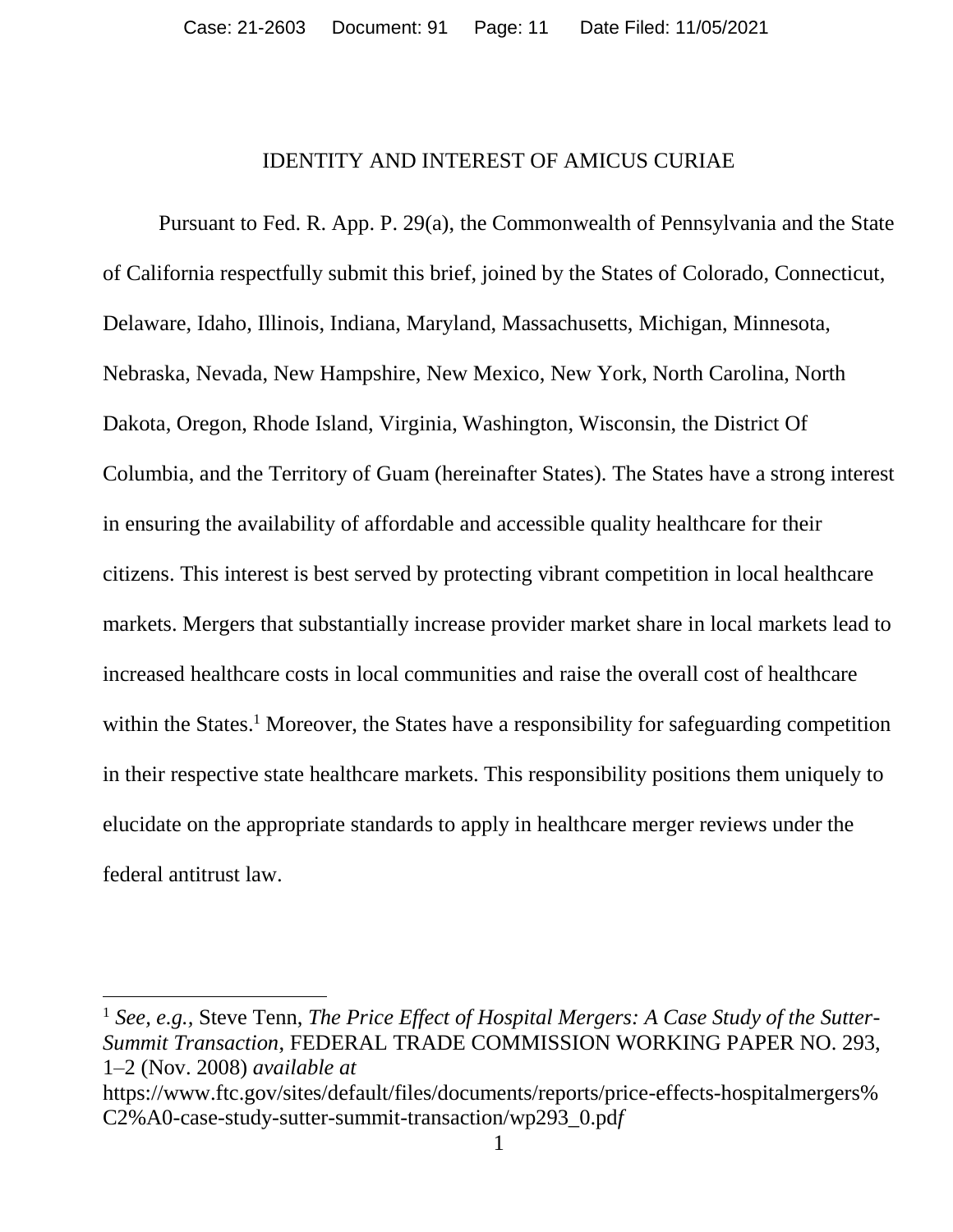# IDENTITY AND INTEREST OF AMICUS CURIAE

Pursuant to Fed. R. App. P. 29(a), the Commonwealth of Pennsylvania and the State of California respectfully submit this brief, joined by the States of Colorado, Connecticut, Delaware, Idaho, Illinois, Indiana, Maryland, Massachusetts, Michigan, Minnesota, Nebraska, Nevada, New Hampshire, New Mexico, New York, North Carolina, North Dakota, Oregon, Rhode Island, Virginia, Washington, Wisconsin, the District Of Columbia, and the Territory of Guam (hereinafter States). The States have a strong interest in ensuring the availability of affordable and accessible quality healthcare for their citizens. This interest is best served by protecting vibrant competition in local healthcare markets. Mergers that substantially increase provider market share in local markets lead to increased healthcare costs in local communities and raise the overall cost of healthcare within the States.[1] Moreover, the States have a responsibility for safeguarding competition in their respective state healthcare markets. This responsibility positions them uniquely to elucidate on the appropriate standards to apply in healthcare merger reviews under the federal antitrust law.

---

[1] *See, e.g.*, Steve Tenn, *The Price Effect of Hospital Mergers: A Case Study of the Sutter-Summit Transaction*, FEDERAL TRADE COMMISSION WORKING PAPER NO. 293, 1–2 (Nov. 2008) *available at* https://www.ftc.gov/sites/default/files/documents/reports/price-effects-hospitalmergers%C2%A0-case-study-sutter-summit-transaction/wp293_0.pd*f*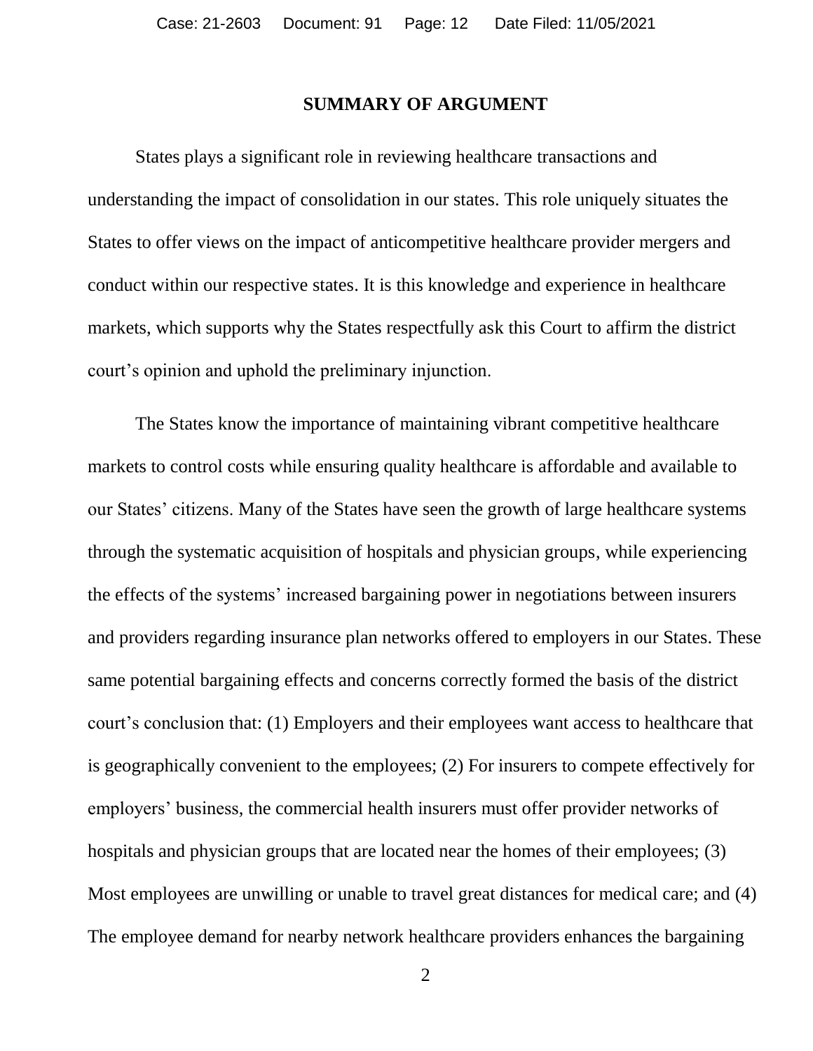## SUMMARY OF ARGUMENT

States plays a significant role in reviewing healthcare transactions and understanding the impact of consolidation in our states. This role uniquely situates the States to offer views on the impact of anticompetitive healthcare provider mergers and conduct within our respective states. It is this knowledge and experience in healthcare markets, which supports why the States respectfully ask this Court to affirm the district court's opinion and uphold the preliminary injunction.

The States know the importance of maintaining vibrant competitive healthcare markets to control costs while ensuring quality healthcare is affordable and available to our States' citizens. Many of the States have seen the growth of large healthcare systems through the systematic acquisition of hospitals and physician groups, while experiencing the effects of the systems' increased bargaining power in negotiations between insurers and providers regarding insurance plan networks offered to employers in our States. These same potential bargaining effects and concerns correctly formed the basis of the district court's conclusion that: (1) Employers and their employees want access to healthcare that is geographically convenient to the employees; (2) For insurers to compete effectively for employers' business, the commercial health insurers must offer provider networks of hospitals and physician groups that are located near the homes of their employees; (3) Most employees are unwilling or unable to travel great distances for medical care; and (4) The employee demand for nearby network healthcare providers enhances the bargaining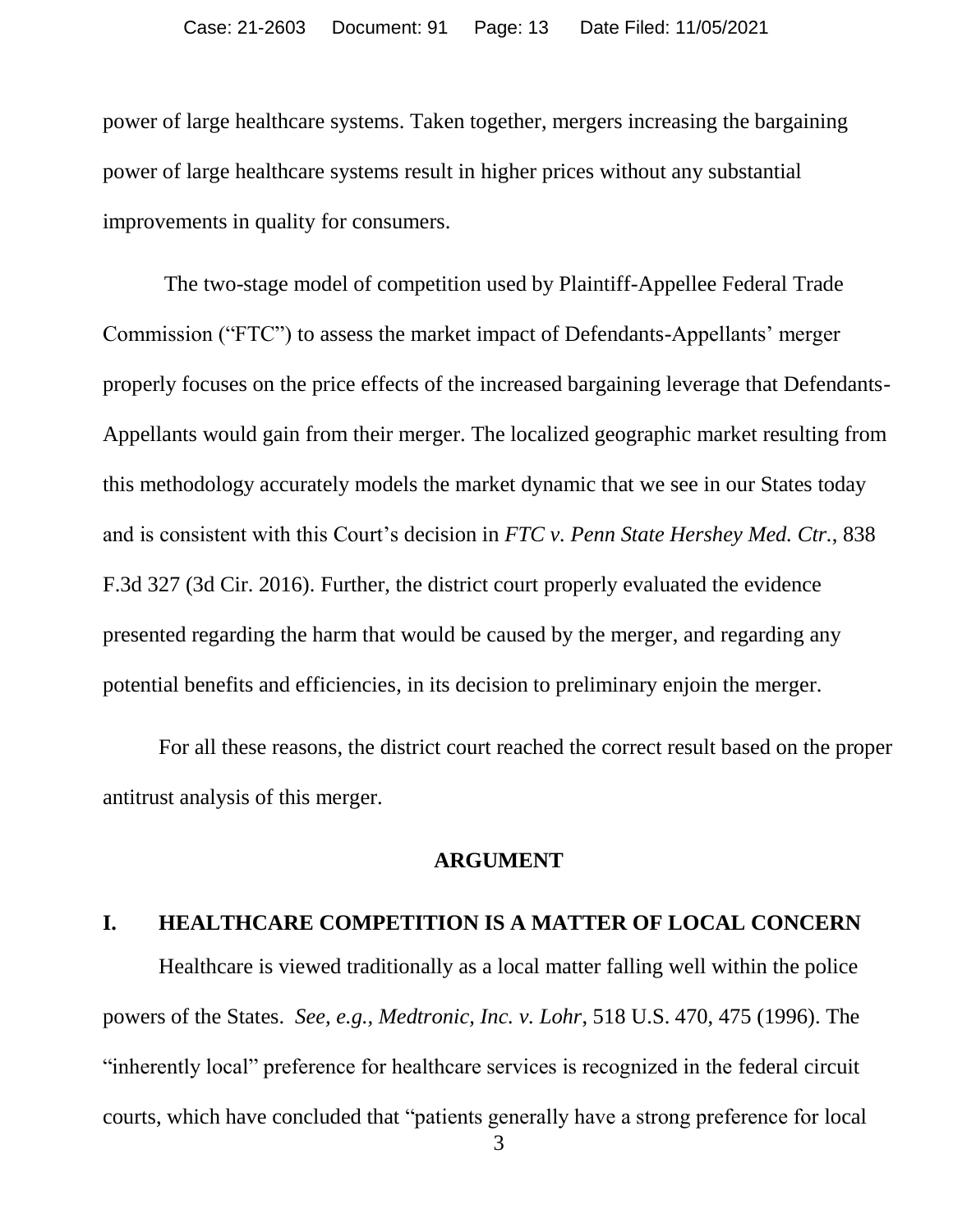power of large healthcare systems. Taken together, mergers increasing the bargaining power of large healthcare systems result in higher prices without any substantial improvements in quality for consumers.

The two-stage model of competition used by Plaintiff-Appellee Federal Trade Commission ("FTC") to assess the market impact of Defendants-Appellants' merger properly focuses on the price effects of the increased bargaining leverage that Defendants-Appellants would gain from their merger. The localized geographic market resulting from this methodology accurately models the market dynamic that we see in our States today and is consistent with this Court's decision in *FTC v. Penn State Hershey Med. Ctr.*, 838 F.3d 327 (3d Cir. 2016). Further, the district court properly evaluated the evidence presented regarding the harm that would be caused by the merger, and regarding any potential benefits and efficiencies, in its decision to preliminary enjoin the merger.

For all these reasons, the district court reached the correct result based on the proper antitrust analysis of this merger.

## ARGUMENT

### I. HEALTHCARE COMPETITION IS A MATTER OF LOCAL CONCERN

Healthcare is viewed traditionally as a local matter falling well within the police powers of the States. *See, e.g.*, *Medtronic, Inc. v. Lohr*, 518 U.S. 470, 475 (1996). The "inherently local" preference for healthcare services is recognized in the federal circuit courts, which have concluded that "patients generally have a strong preference for local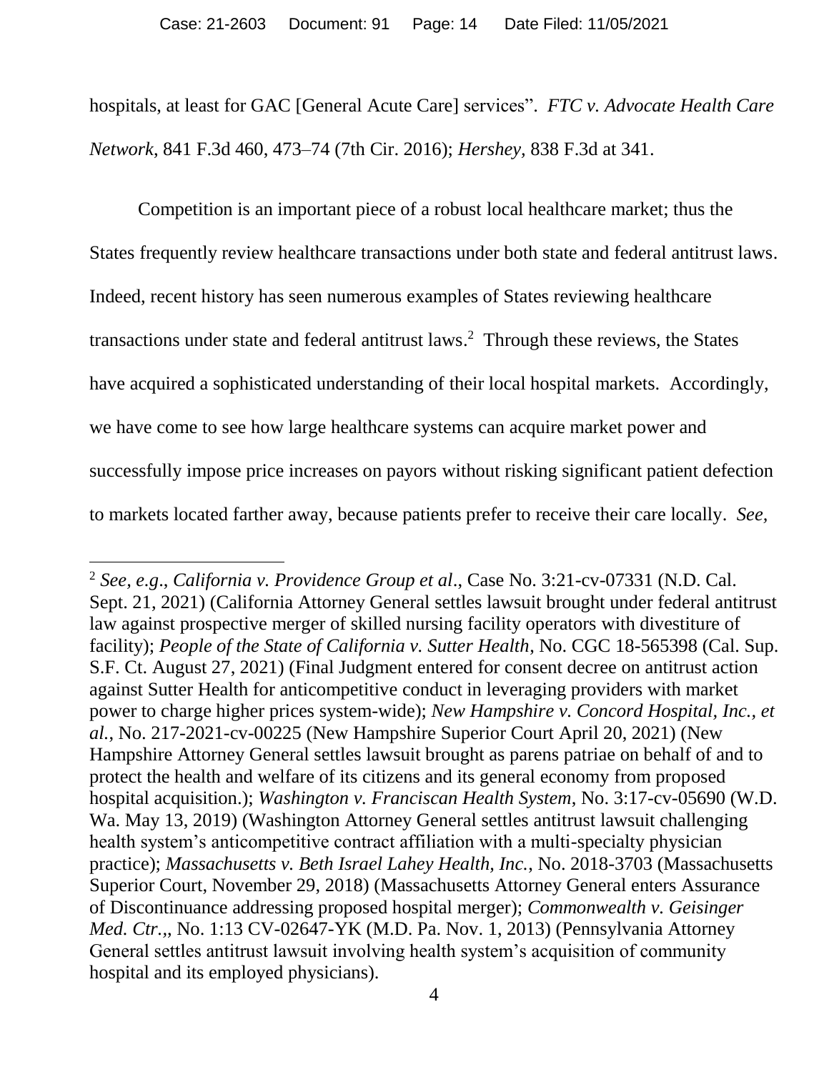hospitals, at least for GAC [General Acute Care] services". *FTC v. Advocate Health Care Network*, 841 F.3d 460, 473–74 (7th Cir. 2016); *Hershey,* 838 F.3d at 341.

Competition is an important piece of a robust local healthcare market; thus the States frequently review healthcare transactions under both state and federal antitrust laws. Indeed, recent history has seen numerous examples of States reviewing healthcare transactions under state and federal antitrust laws.[2] Through these reviews, the States have acquired a sophisticated understanding of their local hospital markets. Accordingly, we have come to see how large healthcare systems can acquire market power and successfully impose price increases on payors without risking significant patient defection to markets located farther away, because patients prefer to receive their care locally. *See,*

---

[2] *See, e.g*., *California v. Providence Group et al*., Case No. 3:21-cv-07331 (N.D. Cal. Sept. 21, 2021) (California Attorney General settles lawsuit brought under federal antitrust law against prospective merger of skilled nursing facility operators with divestiture of facility); *People of the State of California v. Sutter Health*, No. CGC 18-565398 (Cal. Sup. S.F. Ct. August 27, 2021) (Final Judgment entered for consent decree on antitrust action against Sutter Health for anticompetitive conduct in leveraging providers with market power to charge higher prices system-wide); *New Hampshire v. Concord Hospital, Inc., et al.*, No. 217-2021-cv-00225 (New Hampshire Superior Court April 20, 2021) (New Hampshire Attorney General settles lawsuit brought as parens patriae on behalf of and to protect the health and welfare of its citizens and its general economy from proposed hospital acquisition.); *Washington v. Franciscan Health System*, No. 3:17-cv-05690 (W.D. Wa. May 13, 2019) (Washington Attorney General settles antitrust lawsuit challenging health system's anticompetitive contract affiliation with a multi-specialty physician practice); *Massachusetts v. Beth Israel Lahey Health, Inc.*, No. 2018-3703 (Massachusetts Superior Court, November 29, 2018) (Massachusetts Attorney General enters Assurance of Discontinuance addressing proposed hospital merger); *Commonwealth v. Geisinger Med. Ctr.*,, No. 1:13 CV-02647-YK (M.D. Pa. Nov. 1, 2013) (Pennsylvania Attorney General settles antitrust lawsuit involving health system's acquisition of community hospital and its employed physicians).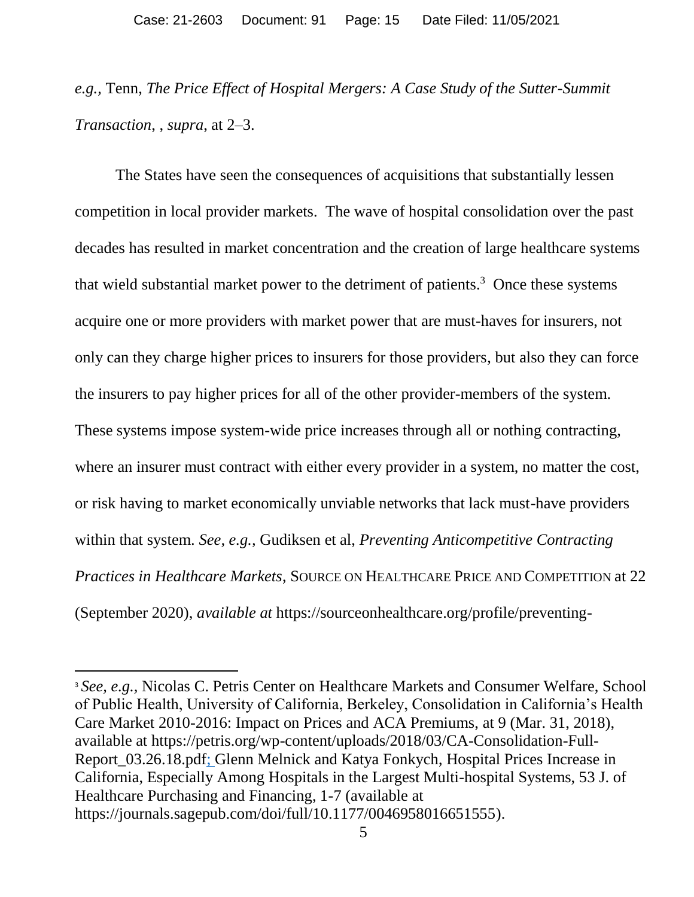*e.g.*, Tenn, *The Price Effect of Hospital Mergers: A Case Study of the Sutter-Summit Transaction*, , *supra*, at 2–3.

The States have seen the consequences of acquisitions that substantially lessen competition in local provider markets. The wave of hospital consolidation over the past decades has resulted in market concentration and the creation of large healthcare systems that wield substantial market power to the detriment of patients.[3] Once these systems acquire one or more providers with market power that are must-haves for insurers, not only can they charge higher prices to insurers for those providers, but also they can force the insurers to pay higher prices for all of the other provider-members of the system. These systems impose system-wide price increases through all or nothing contracting, where an insurer must contract with either every provider in a system, no matter the cost, or risk having to market economically unviable networks that lack must-have providers within that system. *See, e.g.*, Gudiksen et al, *Preventing Anticompetitive Contracting Practices in Healthcare Markets*, SOURCE ON HEALTHCARE PRICE AND COMPETITION at 22 (September 2020), *available at* https://sourceonhealthcare.org/profile/preventing-

---

[3] *See, e.g.*, Nicolas C. Petris Center on Healthcare Markets and Consumer Welfare, School of Public Health, University of California, Berkeley, Consolidation in California's Health Care Market 2010-2016: Impact on Prices and ACA Premiums, at 9 (Mar. 31, 2018), available at https://petris.org/wp-content/uploads/2018/03/CA-Consolidation-Full-Report_03.26.18.pdf; Glenn Melnick and Katya Fonkych, Hospital Prices Increase in California, Especially Among Hospitals in the Largest Multi-hospital Systems, 53 J. of Healthcare Purchasing and Financing, 1-7 (available at https://journals.sagepub.com/doi/full/10.1177/0046958016651555).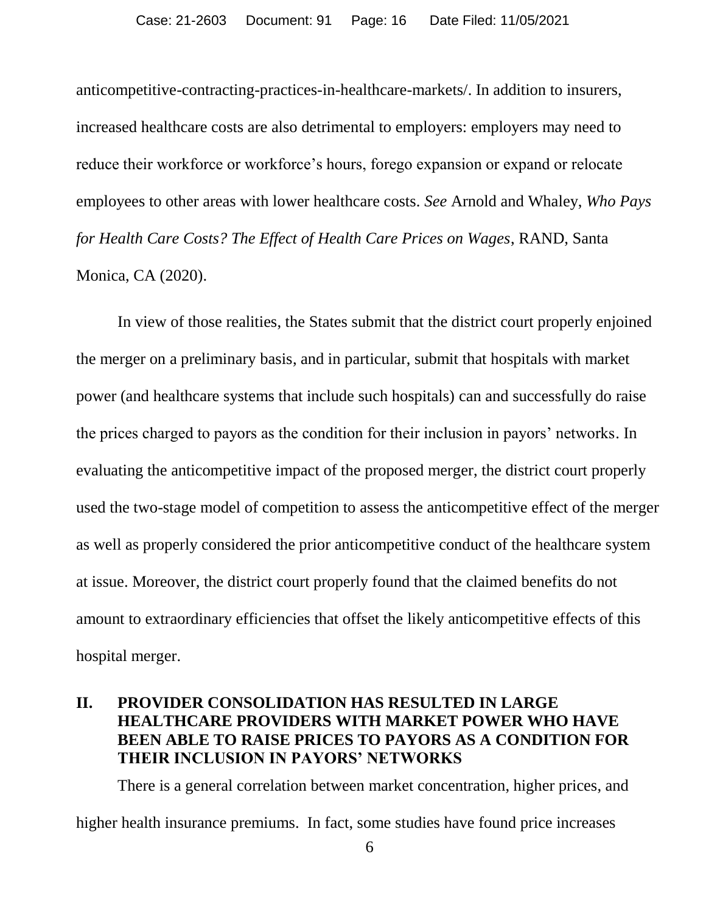anticompetitive-contracting-practices-in-healthcare-markets/. In addition to insurers, increased healthcare costs are also detrimental to employers: employers may need to reduce their workforce or workforce's hours, forego expansion or expand or relocate employees to other areas with lower healthcare costs. *See* Arnold and Whaley, *Who Pays for Health Care Costs? The Effect of Health Care Prices on Wages*, RAND, Santa Monica, CA (2020).

In view of those realities, the States submit that the district court properly enjoined the merger on a preliminary basis, and in particular, submit that hospitals with market power (and healthcare systems that include such hospitals) can and successfully do raise the prices charged to payors as the condition for their inclusion in payors' networks. In evaluating the anticompetitive impact of the proposed merger, the district court properly used the two-stage model of competition to assess the anticompetitive effect of the merger as well as properly considered the prior anticompetitive conduct of the healthcare system at issue. Moreover, the district court properly found that the claimed benefits do not amount to extraordinary efficiencies that offset the likely anticompetitive effects of this hospital merger.

## II. PROVIDER CONSOLIDATION HAS RESULTED IN LARGE HEALTHCARE PROVIDERS WITH MARKET POWER WHO HAVE BEEN ABLE TO RAISE PRICES TO PAYORS AS A CONDITION FOR THEIR INCLUSION IN PAYORS' NETWORKS

There is a general correlation between market concentration, higher prices, and higher health insurance premiums. In fact, some studies have found price increases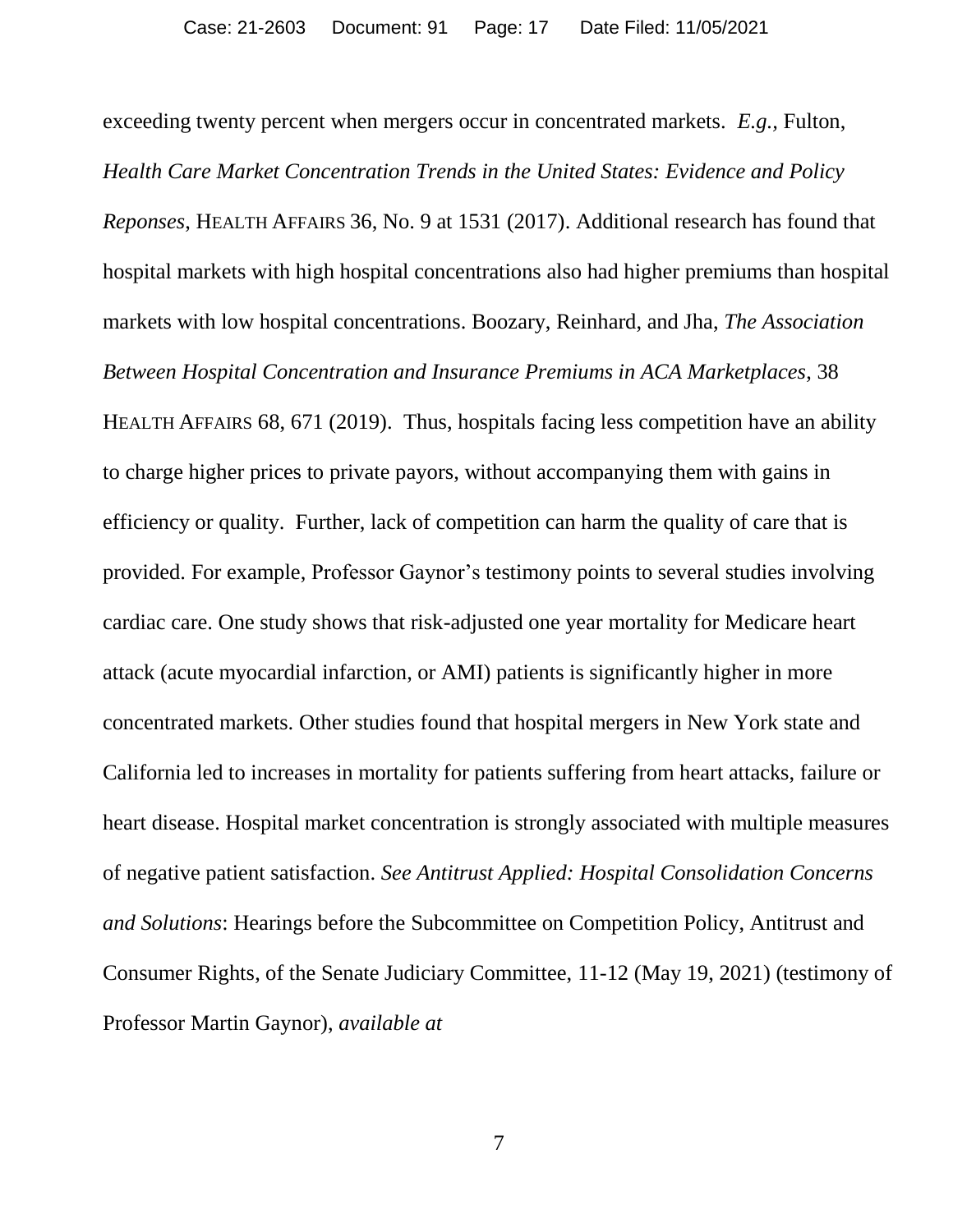exceeding twenty percent when mergers occur in concentrated markets. *E.g.*, Fulton, *Health Care Market Concentration Trends in the United States: Evidence and Policy Reponses*, HEALTH AFFAIRS 36, No. 9 at 1531 (2017). Additional research has found that hospital markets with high hospital concentrations also had higher premiums than hospital markets with low hospital concentrations. Boozary, Reinhard, and Jha, *The Association Between Hospital Concentration and Insurance Premiums in ACA Marketplaces*, 38 HEALTH AFFAIRS 68, 671 (2019). Thus, hospitals facing less competition have an ability to charge higher prices to private payors, without accompanying them with gains in efficiency or quality. Further, lack of competition can harm the quality of care that is provided. For example, Professor Gaynor's testimony points to several studies involving cardiac care. One study shows that risk-adjusted one year mortality for Medicare heart attack (acute myocardial infarction, or AMI) patients is significantly higher in more concentrated markets. Other studies found that hospital mergers in New York state and California led to increases in mortality for patients suffering from heart attacks, failure or heart disease. Hospital market concentration is strongly associated with multiple measures of negative patient satisfaction. *See Antitrust Applied: Hospital Consolidation Concerns and Solutions*: Hearings before the Subcommittee on Competition Policy, Antitrust and Consumer Rights, of the Senate Judiciary Committee, 11-12 (May 19, 2021) (testimony of Professor Martin Gaynor), *available at*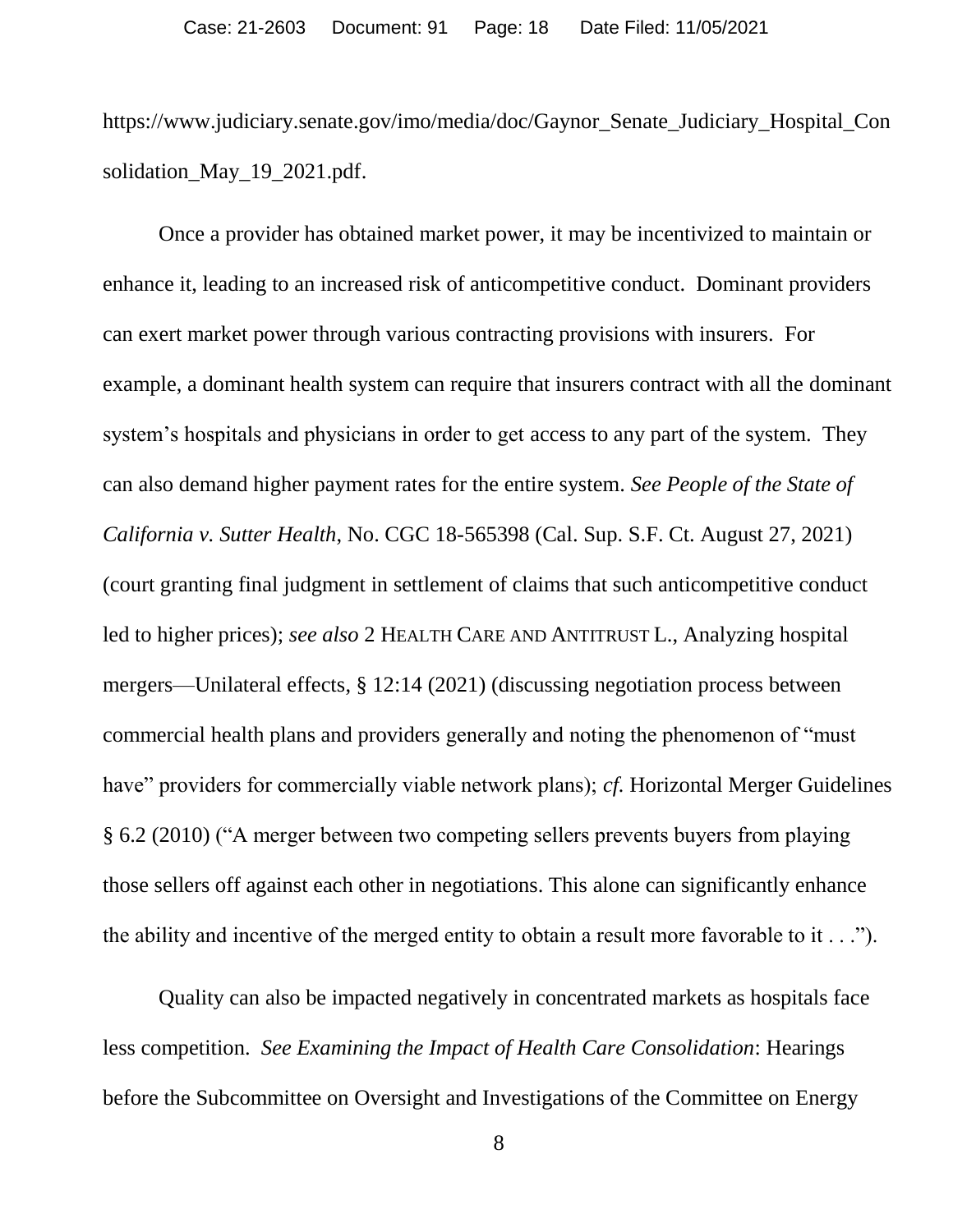https://www.judiciary.senate.gov/imo/media/doc/Gaynor_Senate_Judiciary_Hospital_Consolidation_May_19_2021.pdf.

Once a provider has obtained market power, it may be incentivized to maintain or enhance it, leading to an increased risk of anticompetitive conduct. Dominant providers can exert market power through various contracting provisions with insurers. For example, a dominant health system can require that insurers contract with all the dominant system's hospitals and physicians in order to get access to any part of the system. They can also demand higher payment rates for the entire system. *See People of the State of California v. Sutter Health*, No. CGC 18-565398 (Cal. Sup. S.F. Ct. August 27, 2021) (court granting final judgment in settlement of claims that such anticompetitive conduct led to higher prices); *see also* 2 HEALTH CARE AND ANTITRUST L., Analyzing hospital mergers—Unilateral effects, § 12:14 (2021) (discussing negotiation process between commercial health plans and providers generally and noting the phenomenon of "must have" providers for commercially viable network plans); *cf.* Horizontal Merger Guidelines § 6.2 (2010) ("A merger between two competing sellers prevents buyers from playing those sellers off against each other in negotiations. This alone can significantly enhance the ability and incentive of the merged entity to obtain a result more favorable to it . . .").

Quality can also be impacted negatively in concentrated markets as hospitals face less competition. *See Examining the Impact of Health Care Consolidation*: Hearings before the Subcommittee on Oversight and Investigations of the Committee on Energy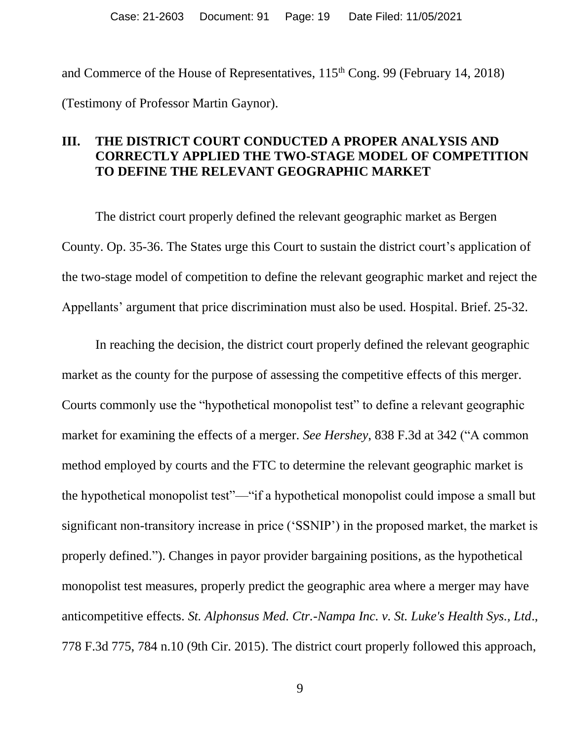and Commerce of the House of Representatives, 115th Cong. 99 (February 14, 2018) (Testimony of Professor Martin Gaynor).

## III. THE DISTRICT COURT CONDUCTED A PROPER ANALYSIS AND CORRECTLY APPLIED THE TWO-STAGE MODEL OF COMPETITION TO DEFINE THE RELEVANT GEOGRAPHIC MARKET

The district court properly defined the relevant geographic market as Bergen County. Op. 35-36. The States urge this Court to sustain the district court's application of the two-stage model of competition to define the relevant geographic market and reject the Appellants' argument that price discrimination must also be used. Hospital. Brief. 25-32.

In reaching the decision, the district court properly defined the relevant geographic market as the county for the purpose of assessing the competitive effects of this merger. Courts commonly use the "hypothetical monopolist test" to define a relevant geographic market for examining the effects of a merger. *See Hershey*, 838 F.3d at 342 ("A common method employed by courts and the FTC to determine the relevant geographic market is the hypothetical monopolist test"—"if a hypothetical monopolist could impose a small but significant non-transitory increase in price ('SSNIP') in the proposed market, the market is properly defined."). Changes in payor provider bargaining positions, as the hypothetical monopolist test measures, properly predict the geographic area where a merger may have anticompetitive effects. *St. Alphonsus Med. Ctr.-Nampa Inc. v. St. Luke's Health Sys., Ltd*., 778 F.3d 775, 784 n.10 (9th Cir. 2015). The district court properly followed this approach,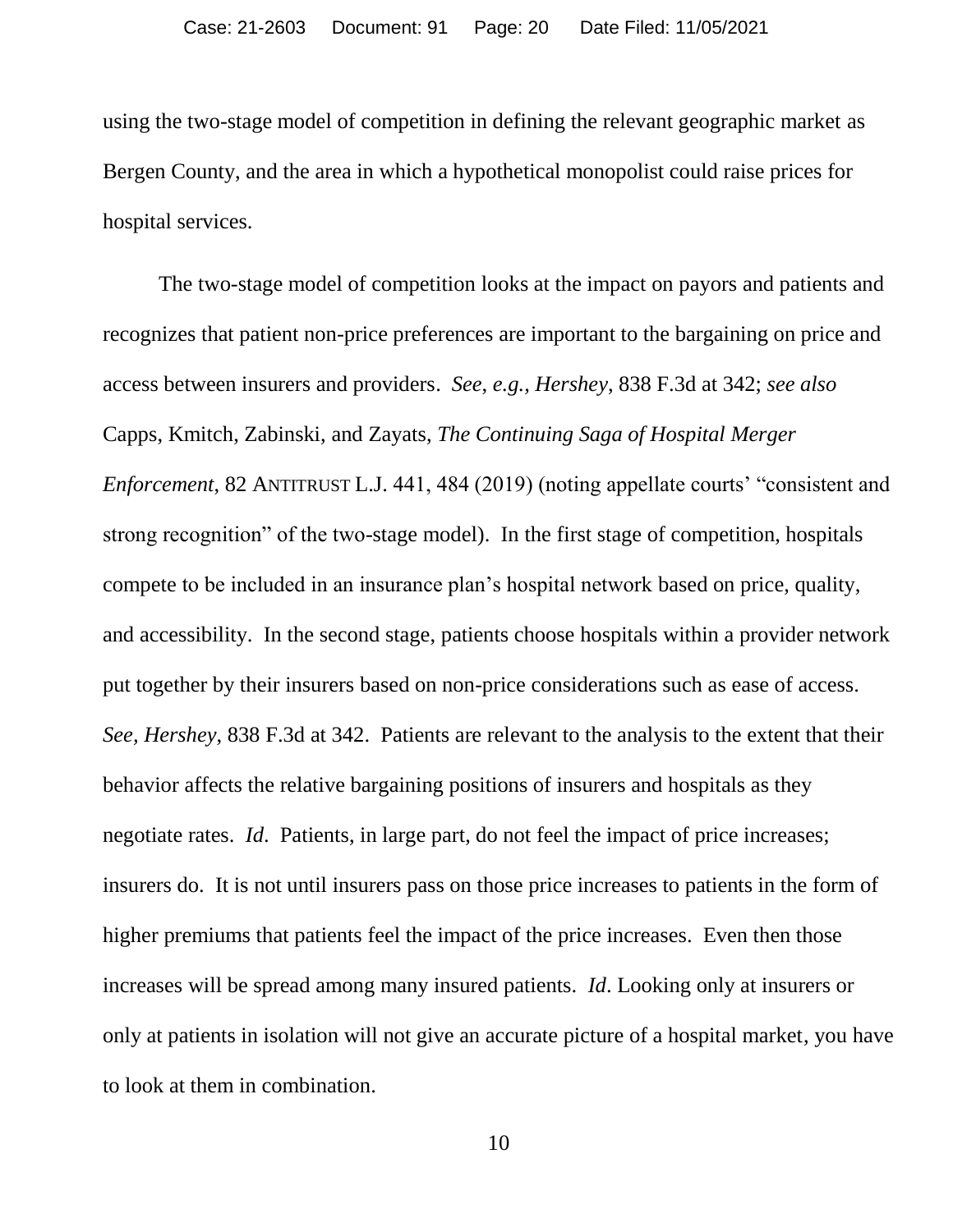using the two-stage model of competition in defining the relevant geographic market as Bergen County, and the area in which a hypothetical monopolist could raise prices for hospital services.

The two-stage model of competition looks at the impact on payors and patients and recognizes that patient non-price preferences are important to the bargaining on price and access between insurers and providers. *See, e.g., Hershey*, 838 F.3d at 342; *see also* Capps, Kmitch, Zabinski, and Zayats, *The Continuing Saga of Hospital Merger Enforcement*, 82 ANTITRUST L.J. 441, 484 (2019) (noting appellate courts' "consistent and strong recognition" of the two-stage model). In the first stage of competition, hospitals compete to be included in an insurance plan's hospital network based on price, quality, and accessibility. In the second stage, patients choose hospitals within a provider network put together by their insurers based on non-price considerations such as ease of access. *See, Hershey*, 838 F.3d at 342. Patients are relevant to the analysis to the extent that their behavior affects the relative bargaining positions of insurers and hospitals as they negotiate rates. *Id*. Patients, in large part, do not feel the impact of price increases; insurers do. It is not until insurers pass on those price increases to patients in the form of higher premiums that patients feel the impact of the price increases. Even then those increases will be spread among many insured patients. *Id*. Looking only at insurers or only at patients in isolation will not give an accurate picture of a hospital market, you have to look at them in combination.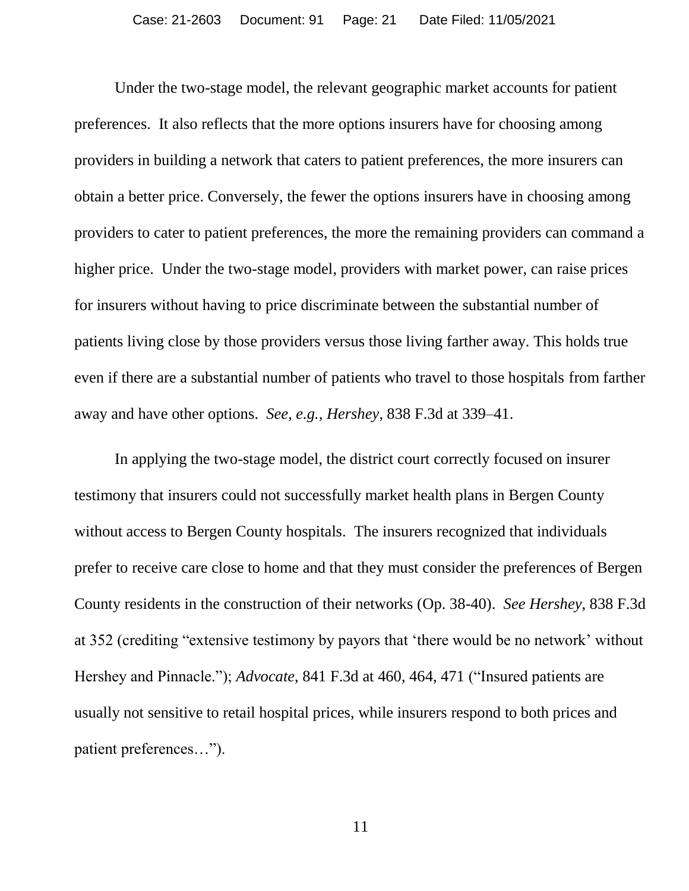Under the two-stage model, the relevant geographic market accounts for patient preferences. It also reflects that the more options insurers have for choosing among providers in building a network that caters to patient preferences, the more insurers can obtain a better price. Conversely, the fewer the options insurers have in choosing among providers to cater to patient preferences, the more the remaining providers can command a higher price. Under the two-stage model, providers with market power, can raise prices for insurers without having to price discriminate between the substantial number of patients living close by those providers versus those living farther away. This holds true even if there are a substantial number of patients who travel to those hospitals from farther away and have other options. *See, e.g.*, *Hershey*, 838 F.3d at 339–41.

In applying the two-stage model, the district court correctly focused on insurer testimony that insurers could not successfully market health plans in Bergen County without access to Bergen County hospitals. The insurers recognized that individuals prefer to receive care close to home and that they must consider the preferences of Bergen County residents in the construction of their networks (Op. 38-40). *See Hershey*, 838 F.3d at 352 (crediting "extensive testimony by payors that 'there would be no network' without Hershey and Pinnacle."); *Advocate*, 841 F.3d at 460, 464, 471 ("Insured patients are usually not sensitive to retail hospital prices, while insurers respond to both prices and patient preferences…").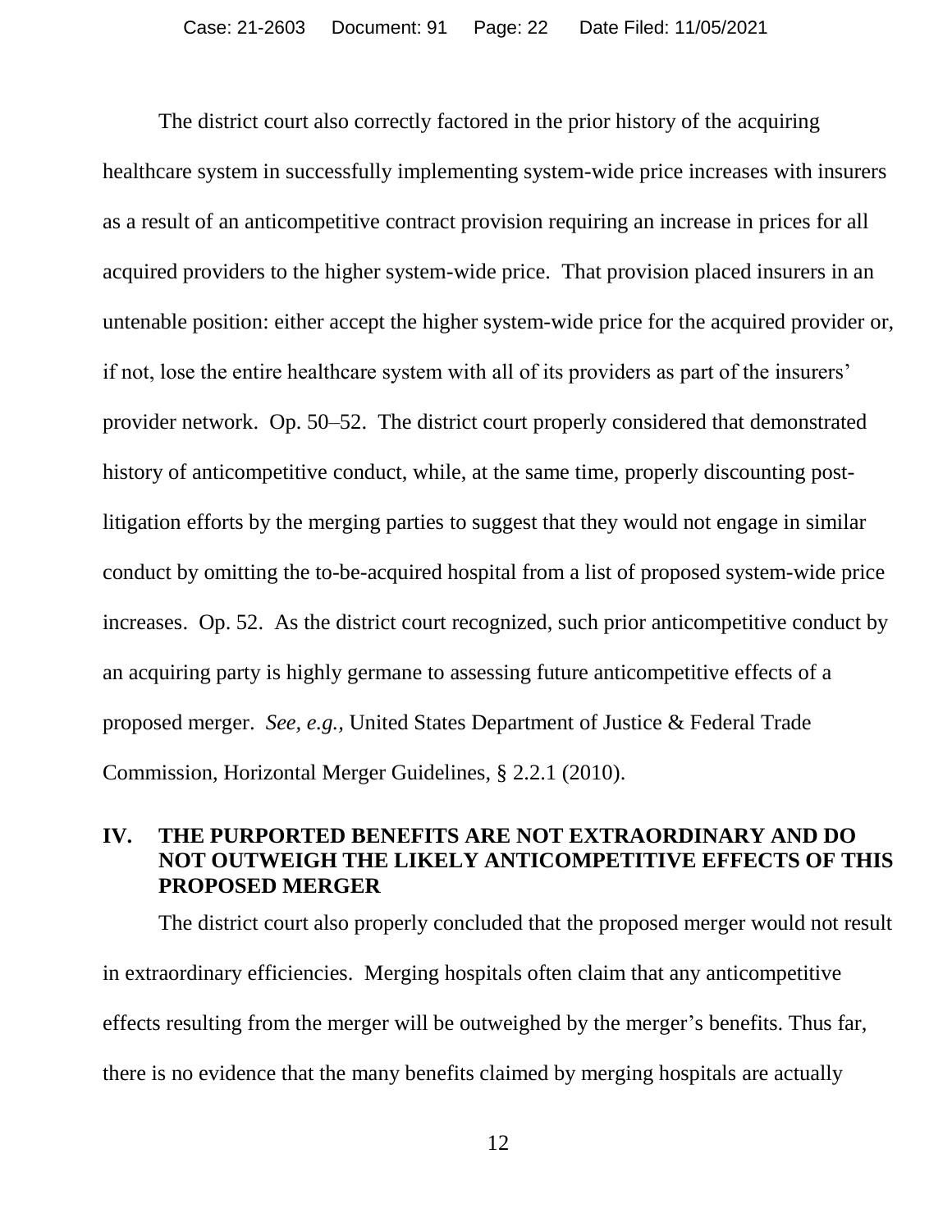The district court also correctly factored in the prior history of the acquiring healthcare system in successfully implementing system-wide price increases with insurers as a result of an anticompetitive contract provision requiring an increase in prices for all acquired providers to the higher system-wide price. That provision placed insurers in an untenable position: either accept the higher system-wide price for the acquired provider or, if not, lose the entire healthcare system with all of its providers as part of the insurers' provider network. Op. 50–52. The district court properly considered that demonstrated history of anticompetitive conduct, while, at the same time, properly discounting post-litigation efforts by the merging parties to suggest that they would not engage in similar conduct by omitting the to-be-acquired hospital from a list of proposed system-wide price increases. Op. 52. As the district court recognized, such prior anticompetitive conduct by an acquiring party is highly germane to assessing future anticompetitive effects of a proposed merger. *See, e.g.,* United States Department of Justice & Federal Trade Commission, Horizontal Merger Guidelines, § 2.2.1 (2010).

## IV. THE PURPORTED BENEFITS ARE NOT EXTRAORDINARY AND DO NOT OUTWEIGH THE LIKELY ANTICOMPETITIVE EFFECTS OF THIS PROPOSED MERGER

The district court also properly concluded that the proposed merger would not result in extraordinary efficiencies. Merging hospitals often claim that any anticompetitive effects resulting from the merger will be outweighed by the merger's benefits. Thus far, there is no evidence that the many benefits claimed by merging hospitals are actually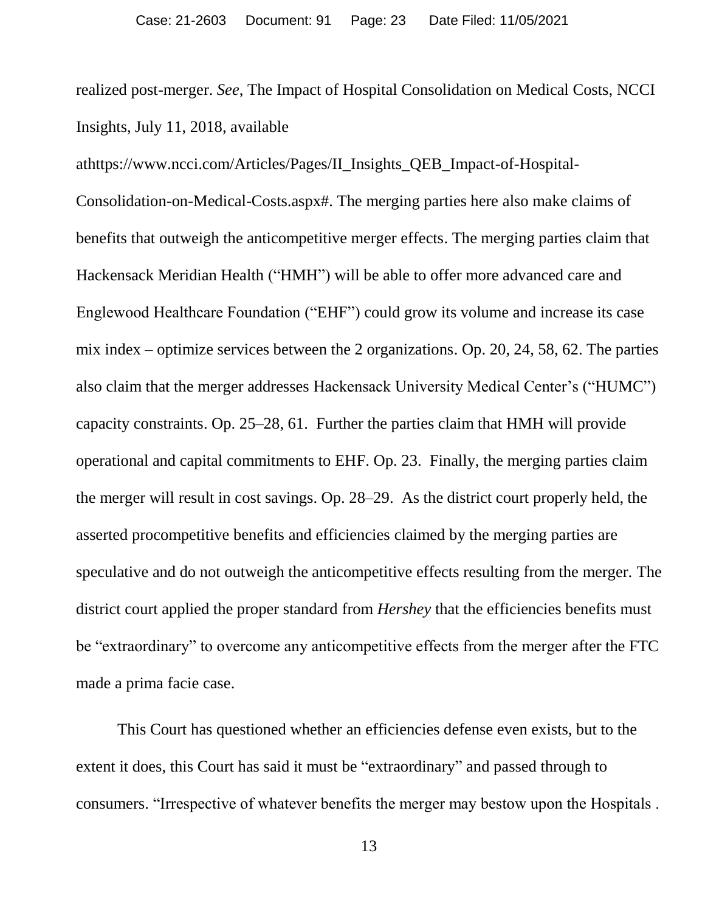realized post-merger. *See*, The Impact of Hospital Consolidation on Medical Costs, NCCI Insights, July 11, 2018, available athttps://www.ncci.com/Articles/Pages/II_Insights_QEB_Impact-of-Hospital-Consolidation-on-Medical-Costs.aspx#. The merging parties here also make claims of benefits that outweigh the anticompetitive merger effects. The merging parties claim that Hackensack Meridian Health ("HMH") will be able to offer more advanced care and Englewood Healthcare Foundation ("EHF") could grow its volume and increase its case mix index – optimize services between the 2 organizations. Op. 20, 24, 58, 62. The parties also claim that the merger addresses Hackensack University Medical Center's ("HUMC") capacity constraints. Op. 25–28, 61. Further the parties claim that HMH will provide operational and capital commitments to EHF. Op. 23. Finally, the merging parties claim the merger will result in cost savings. Op. 28–29. As the district court properly held, the asserted procompetitive benefits and efficiencies claimed by the merging parties are speculative and do not outweigh the anticompetitive effects resulting from the merger. The district court applied the proper standard from *Hershey* that the efficiencies benefits must be "extraordinary" to overcome any anticompetitive effects from the merger after the FTC made a prima facie case.

This Court has questioned whether an efficiencies defense even exists, but to the extent it does, this Court has said it must be "extraordinary" and passed through to consumers. "Irrespective of whatever benefits the merger may bestow upon the Hospitals .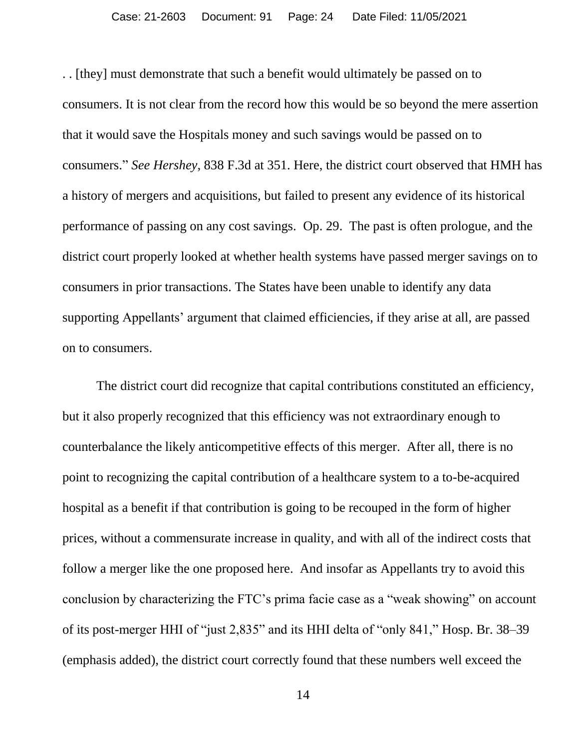. . [they] must demonstrate that such a benefit would ultimately be passed on to consumers. It is not clear from the record how this would be so beyond the mere assertion that it would save the Hospitals money and such savings would be passed on to consumers." *See Hershey*, 838 F.3d at 351. Here, the district court observed that HMH has a history of mergers and acquisitions, but failed to present any evidence of its historical performance of passing on any cost savings. Op. 29. The past is often prologue, and the district court properly looked at whether health systems have passed merger savings on to consumers in prior transactions. The States have been unable to identify any data supporting Appellants' argument that claimed efficiencies, if they arise at all, are passed on to consumers.

The district court did recognize that capital contributions constituted an efficiency, but it also properly recognized that this efficiency was not extraordinary enough to counterbalance the likely anticompetitive effects of this merger. After all, there is no point to recognizing the capital contribution of a healthcare system to a to-be-acquired hospital as a benefit if that contribution is going to be recouped in the form of higher prices, without a commensurate increase in quality, and with all of the indirect costs that follow a merger like the one proposed here. And insofar as Appellants try to avoid this conclusion by characterizing the FTC's prima facie case as a "weak showing" on account of its post-merger HHI of "just 2,835" and its HHI delta of "only 841," Hosp. Br. 38–39 (emphasis added), the district court correctly found that these numbers well exceed the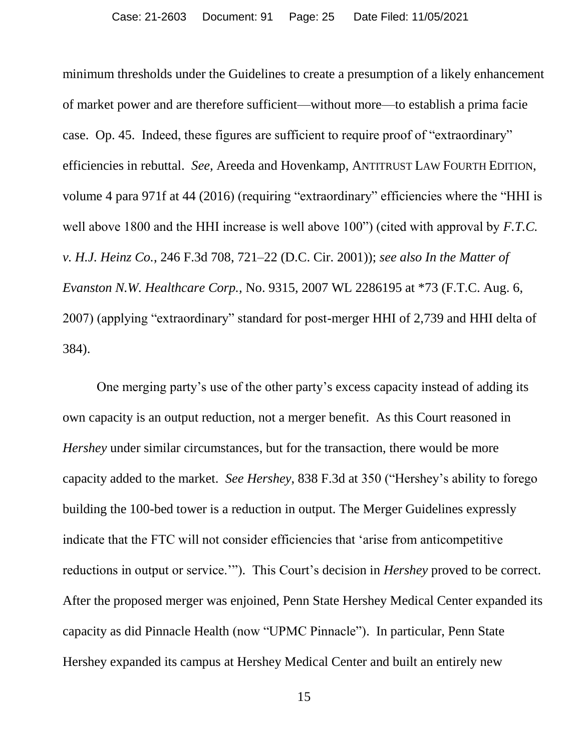minimum thresholds under the Guidelines to create a presumption of a likely enhancement of market power and are therefore sufficient—without more—to establish a prima facie case. Op. 45. Indeed, these figures are sufficient to require proof of "extraordinary" efficiencies in rebuttal. *See*, Areeda and Hovenkamp, ANTITRUST LAW FOURTH EDITION, volume 4 para 971f at 44 (2016) (requiring "extraordinary" efficiencies where the "HHI is well above 1800 and the HHI increase is well above 100") (cited with approval by *F.T.C. v. H.J. Heinz Co.*, 246 F.3d 708, 721–22 (D.C. Cir. 2001)); *see also In the Matter of Evanston N.W. Healthcare Corp.*, No. 9315, 2007 WL 2286195 at *73 (F.T.C. Aug. 6, 2007) (applying "extraordinary" standard for post-merger HHI of 2,739 and HHI delta of 384).

One merging party's use of the other party's excess capacity instead of adding its own capacity is an output reduction, not a merger benefit. As this Court reasoned in *Hershey* under similar circumstances, but for the transaction, there would be more capacity added to the market. *See Hershey*, 838 F.3d at 350 ("Hershey's ability to forego building the 100-bed tower is a reduction in output. The Merger Guidelines expressly indicate that the FTC will not consider efficiencies that 'arise from anticompetitive reductions in output or service.'"). This Court's decision in *Hershey* proved to be correct. After the proposed merger was enjoined, Penn State Hershey Medical Center expanded its capacity as did Pinnacle Health (now "UPMC Pinnacle"). In particular, Penn State Hershey expanded its campus at Hershey Medical Center and built an entirely new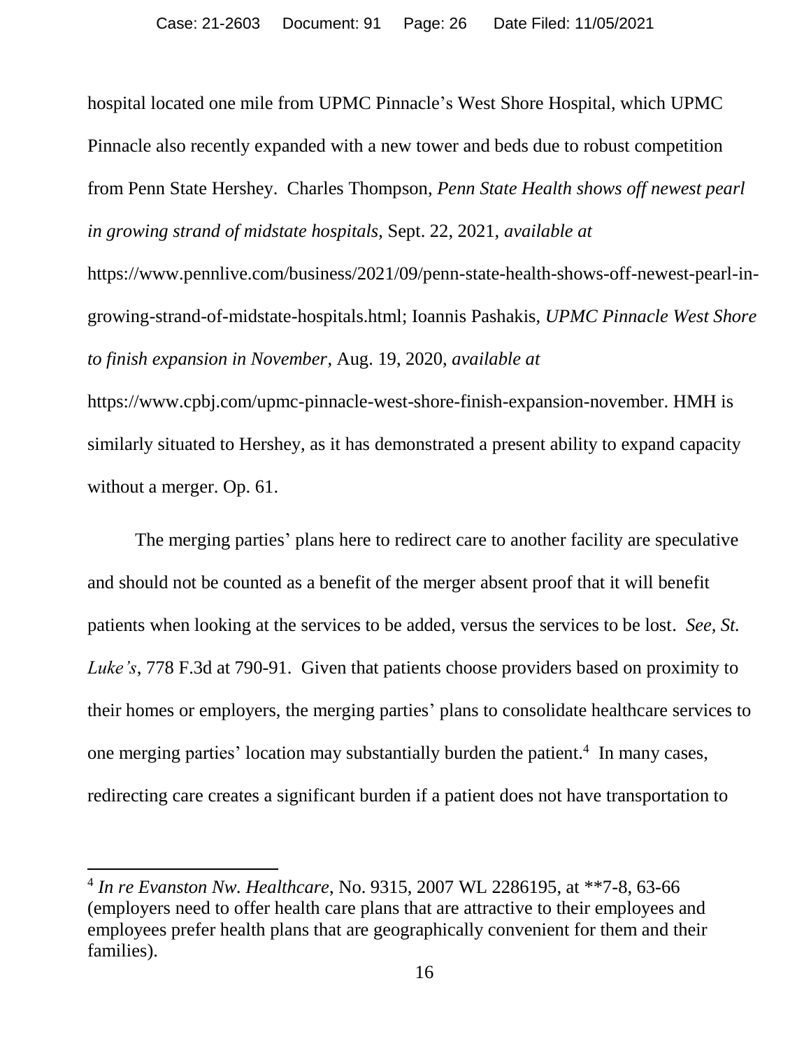hospital located one mile from UPMC Pinnacle's West Shore Hospital, which UPMC Pinnacle also recently expanded with a new tower and beds due to robust competition from Penn State Hershey. Charles Thompson, *Penn State Health shows off newest pearl in growing strand of midstate hospitals*, Sept. 22, 2021, *available at* https://www.pennlive.com/business/2021/09/penn-state-health-shows-off-newest-pearl-in-growing-strand-of-midstate-hospitals.html; Ioannis Pashakis, *UPMC Pinnacle West Shore to finish expansion in November*, Aug. 19, 2020, *available at* https://www.cpbj.com/upmc-pinnacle-west-shore-finish-expansion-november. HMH is similarly situated to Hershey, as it has demonstrated a present ability to expand capacity without a merger. Op. 61.

The merging parties' plans here to redirect care to another facility are speculative and should not be counted as a benefit of the merger absent proof that it will benefit patients when looking at the services to be added, versus the services to be lost. *See, St. Luke's*, 778 F.3d at 790-91. Given that patients choose providers based on proximity to their homes or employers, the merging parties' plans to consolidate healthcare services to one merging parties' location may substantially burden the patient.[4] In many cases, redirecting care creates a significant burden if a patient does not have transportation to

---

[4] *In re Evanston Nw. Healthcare*, No. 9315, 2007 WL 2286195, at **7-8, 63-66 (employers need to offer health care plans that are attractive to their employees and employees prefer health plans that are geographically convenient for them and their families).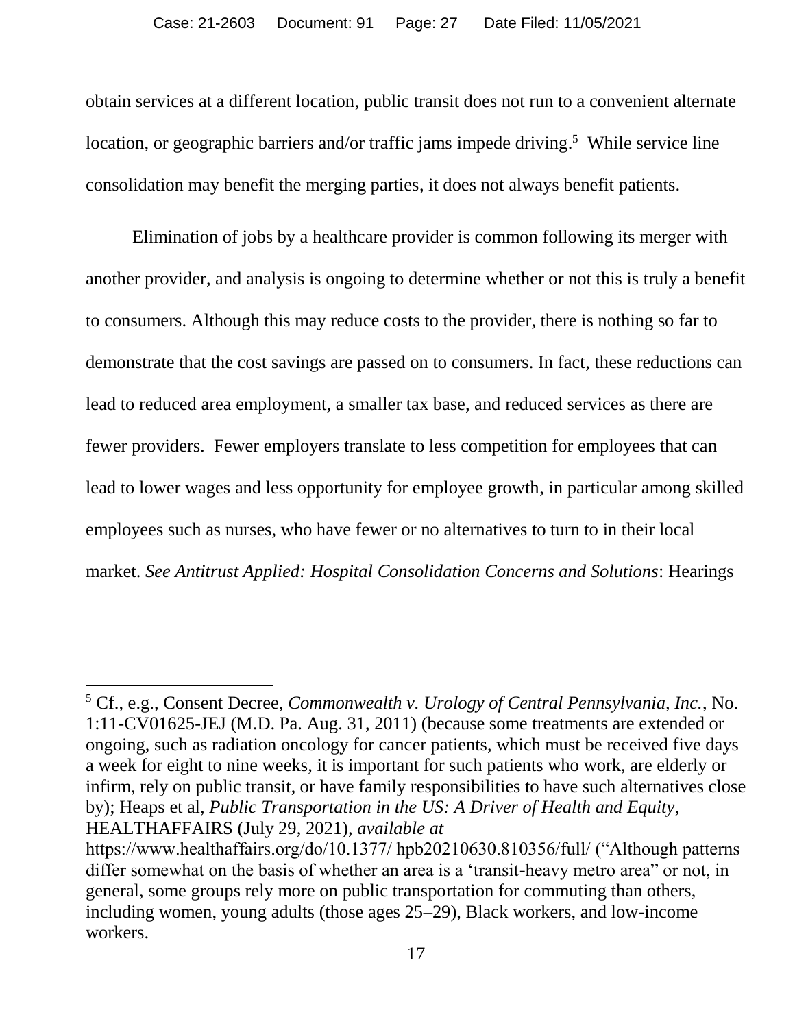obtain services at a different location, public transit does not run to a convenient alternate location, or geographic barriers and/or traffic jams impede driving.[5] While service line consolidation may benefit the merging parties, it does not always benefit patients.

Elimination of jobs by a healthcare provider is common following its merger with another provider, and analysis is ongoing to determine whether or not this is truly a benefit to consumers. Although this may reduce costs to the provider, there is nothing so far to demonstrate that the cost savings are passed on to consumers. In fact, these reductions can lead to reduced area employment, a smaller tax base, and reduced services as there are fewer providers. Fewer employers translate to less competition for employees that can lead to lower wages and less opportunity for employee growth, in particular among skilled employees such as nurses, who have fewer or no alternatives to turn to in their local market. *See Antitrust Applied: Hospital Consolidation Concerns and Solutions*: Hearings

---

[5] Cf., e.g., Consent Decree, *Commonwealth v. Urology of Central Pennsylvania, Inc.*, No. 1:11-CV01625-JEJ (M.D. Pa. Aug. 31, 2011) (because some treatments are extended or ongoing, such as radiation oncology for cancer patients, which must be received five days a week for eight to nine weeks, it is important for such patients who work, are elderly or infirm, rely on public transit, or have family responsibilities to have such alternatives close by); Heaps et al, *Public Transportation in the US: A Driver of Health and Equity*, HEALTHAFFAIRS (July 29, 2021), *available at* https://www.healthaffairs.org/do/10.1377/ hpb20210630.810356/full/ ("Although patterns differ somewhat on the basis of whether an area is a 'transit-heavy metro area" or not, in general, some groups rely more on public transportation for commuting than others, including women, young adults (those ages 25–29), Black workers, and low-income workers.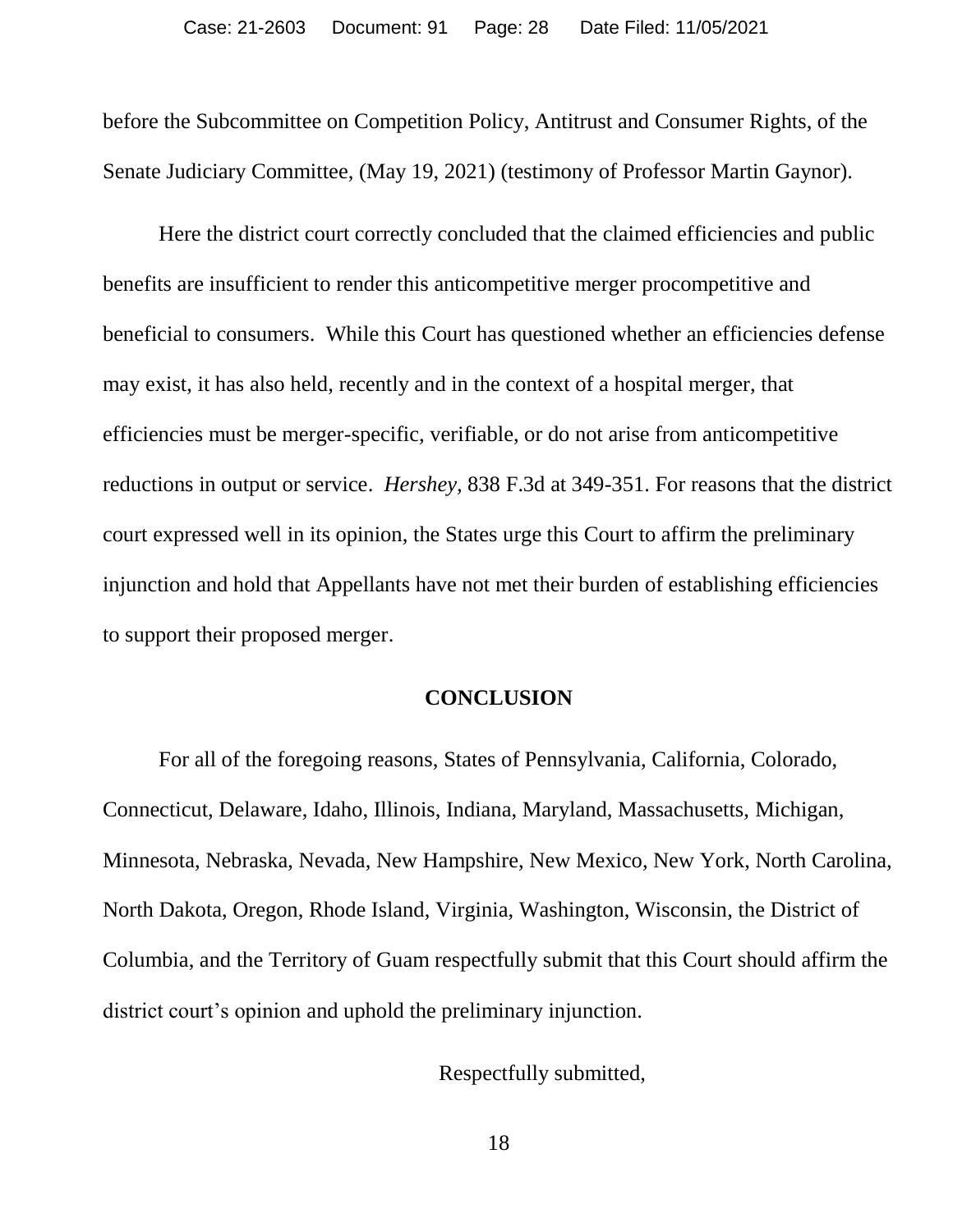before the Subcommittee on Competition Policy, Antitrust and Consumer Rights, of the Senate Judiciary Committee, (May 19, 2021) (testimony of Professor Martin Gaynor).

Here the district court correctly concluded that the claimed efficiencies and public benefits are insufficient to render this anticompetitive merger procompetitive and beneficial to consumers. While this Court has questioned whether an efficiencies defense may exist, it has also held, recently and in the context of a hospital merger, that efficiencies must be merger-specific, verifiable, or do not arise from anticompetitive reductions in output or service. *Hershey,* 838 F.3d at 349-351. For reasons that the district court expressed well in its opinion, the States urge this Court to affirm the preliminary injunction and hold that Appellants have not met their burden of establishing efficiencies to support their proposed merger.

## CONCLUSION

For all of the foregoing reasons, States of Pennsylvania, California, Colorado, Connecticut, Delaware, Idaho, Illinois, Indiana, Maryland, Massachusetts, Michigan, Minnesota, Nebraska, Nevada, New Hampshire, New Mexico, New York, North Carolina, North Dakota, Oregon, Rhode Island, Virginia, Washington, Wisconsin, the District of Columbia, and the Territory of Guam respectfully submit that this Court should affirm the district court's opinion and uphold the preliminary injunction.

Respectfully submitted,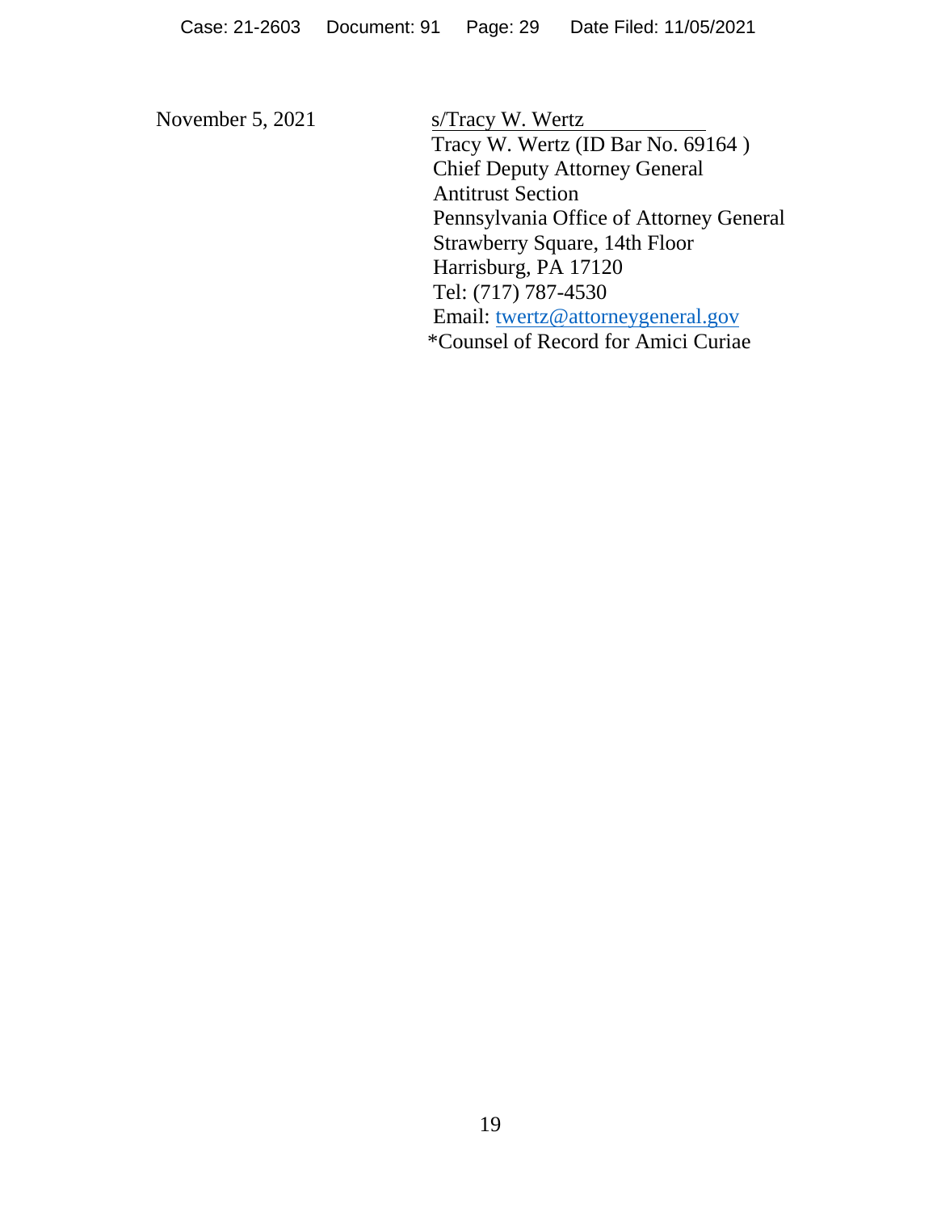November 5, 2021

s/Tracy W. Wertz
Tracy W. Wertz (ID Bar No. 69164 )
Chief Deputy Attorney General
Antitrust Section
Pennsylvania Office of Attorney General
Strawberry Square, 14th Floor
Harrisburg, PA 17120
Tel: (717) 787-4530
Email: twertz@attorneygeneral.gov
*Counsel of Record for Amici Curiae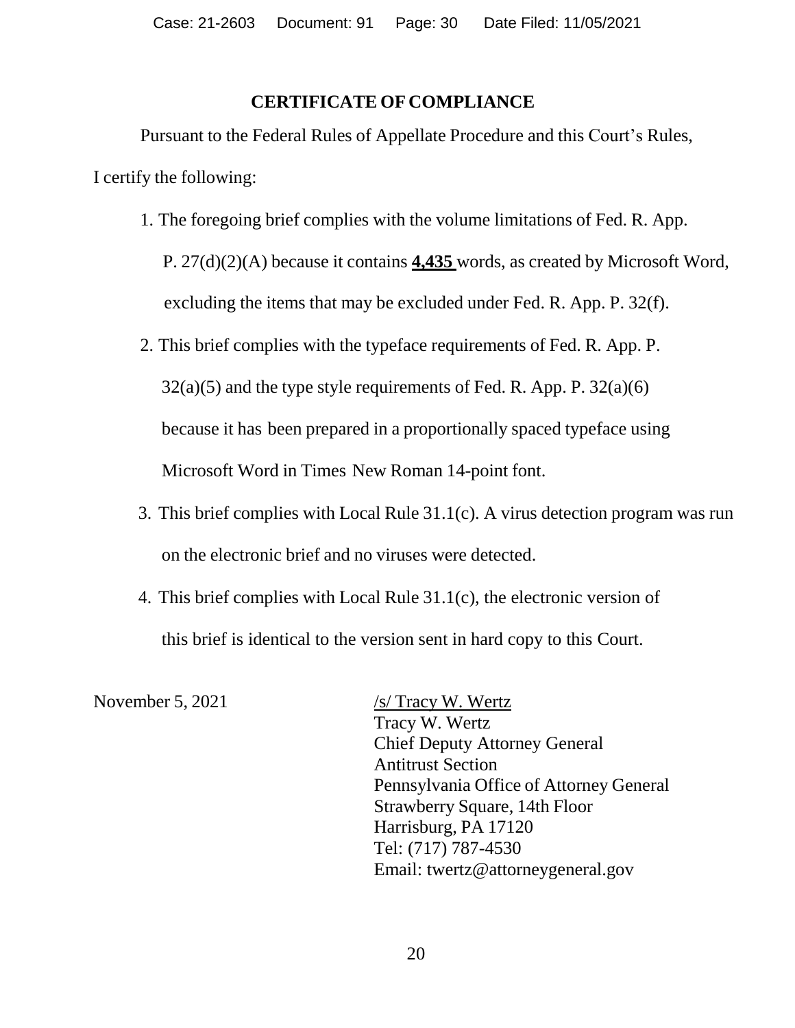## CERTIFICATE OF COMPLIANCE

Pursuant to the Federal Rules of Appellate Procedure and this Court's Rules, I certify the following:

1. The foregoing brief complies with the volume limitations of Fed. R. App. P. 27(d)(2)(A) because it contains **4,435** words, as created by Microsoft Word, excluding the items that may be excluded under Fed. R. App. P. 32(f).
2. This brief complies with the typeface requirements of Fed. R. App. P. 32(a)(5) and the type style requirements of Fed. R. App. P. 32(a)(6) because it has been prepared in a proportionally spaced typeface using Microsoft Word in Times New Roman 14-point font.
3. This brief complies with Local Rule 31.1(c). A virus detection program was run on the electronic brief and no viruses were detected.
4. This brief complies with Local Rule 31.1(c), the electronic version of this brief is identical to the version sent in hard copy to this Court.

November 5, 2021

/s/ Tracy W. Wertz
Tracy W. Wertz
Chief Deputy Attorney General
Antitrust Section
Pennsylvania Office of Attorney General
Strawberry Square, 14th Floor
Harrisburg, PA 17120
Tel: (717) 787-4530
Email: twertz@attorneygeneral.gov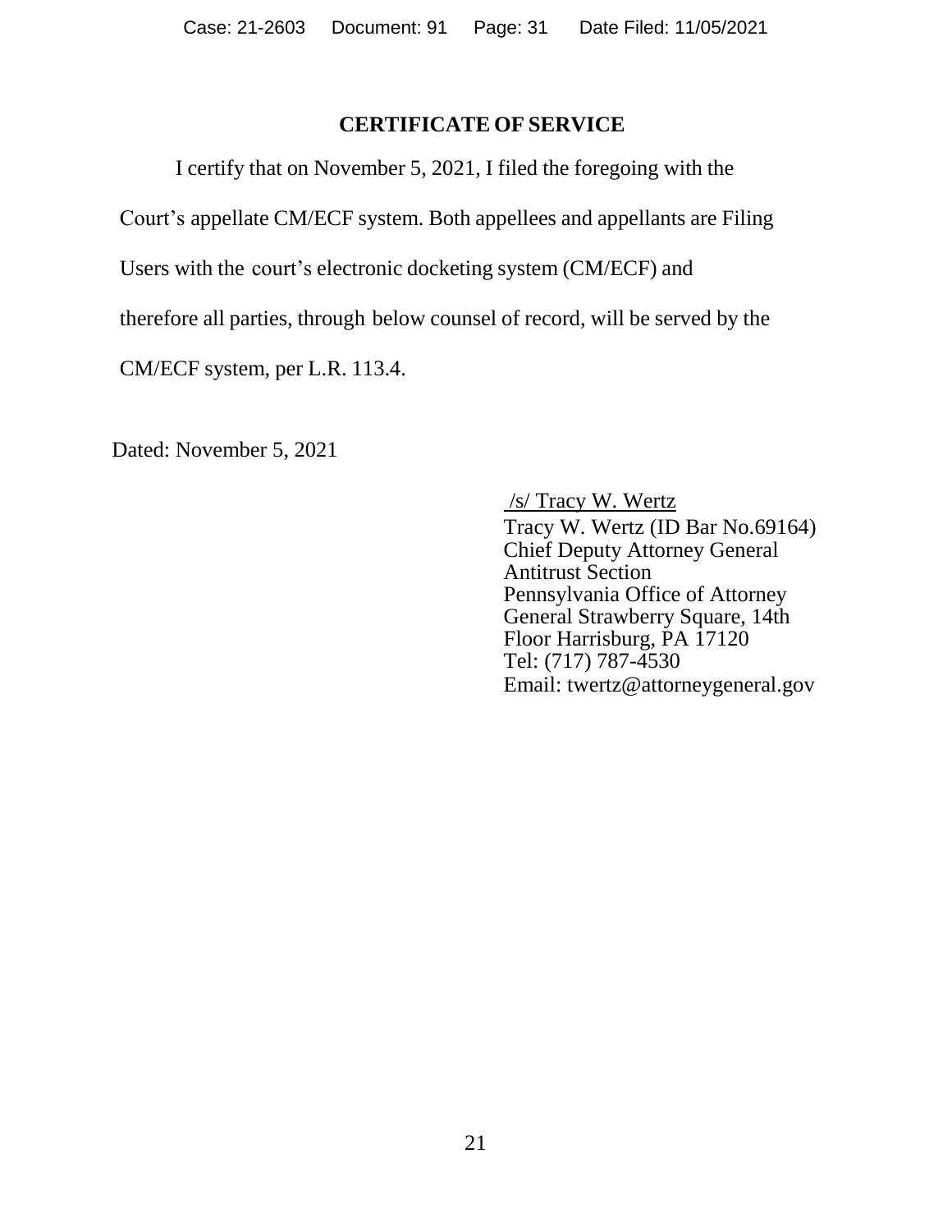## CERTIFICATE OF SERVICE

I certify that on November 5, 2021, I filed the foregoing with the Court's appellate CM/ECF system. Both appellees and appellants are Filing Users with the court's electronic docketing system (CM/ECF) and therefore all parties, through below counsel of record, will be served by the CM/ECF system, per L.R. 113.4.

Dated: November 5, 2021

/s/ Tracy W. Wertz
Tracy W. Wertz (ID Bar No.69164)
Chief Deputy Attorney General
Antitrust Section
Pennsylvania Office of Attorney General Strawberry Square, 14th Floor Harrisburg, PA 17120
Tel: (717) 787-4530
Email: twertz@attorneygeneral.gov